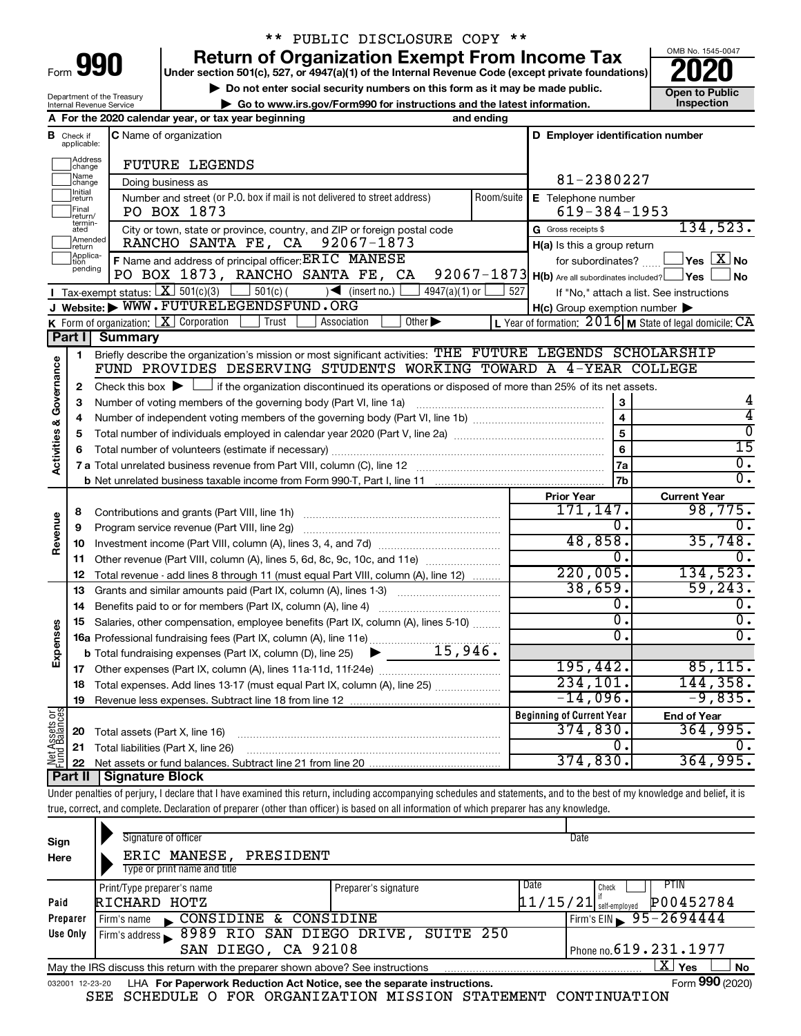\*\* PUBLIC DISCLOSURE COPY \*\*

# Form 990 — Return of Organization Exempt From Income Tax

Under section 501(c), 527, or 4947(a)(1) of the Internal Revenue Code (except private foundations)

▶ Do not enter social security numbers on this form as it may be made public.

▶ Go to www.irs.gov/Form990 for instructions and the latest information.

OMB No. 1545-0047

**2020**

**Open to Public Inspection**

Department of the Treasury
Internal Revenue Service

**A** For the 2020 calendar year, or tax year beginning                and ending

**B** Check if applicable: Address change / Name change / Initial return / Final return/terminated / Amended return / Application pending

**C** Name of organization: FUTURE LEGENDS

Doing business as

Number and street (or P.O. box if mail is not delivered to street address): PO BOX 1873 — Room/suite

City or town, state or province, country, and ZIP or foreign postal code: RANCHO SANTA FE, CA 92067-1873

**D** Employer identification number: 81-2380227

**E** Telephone number: 619-384-1953

**G** Gross receipts $ 134,523.

**F** Name and address of principal officer: ERIC MANESE, PO BOX 1873, RANCHO SANTA FE, CA 92067-1873

**H(a)** Is this a group return for subordinates? ☐ Yes ☒ No

**H(b)** Are all subordinates included? ☐ Yes ☐ No — If "No," attach a list. See instructions

**H(c)** Group exemption number ▶

**I** Tax-exempt status: ☒ 501(c)(3) ☐ 501(c) ( ) ◀ (insert no.) ☐ 4947(a)(1) or ☐ 527

**J** Website: ▶ WWW.FUTURELEGENDSFUND.ORG

**K** Form of organization: ☒ Corporation ☐ Trust ☐ Association ☐ Other ▶

**L** Year of formation: 2016 **M** State of legal domicile: CA

## Part I Summary

**Activities & Governance**

1. Briefly describe the organization's mission or most significant activities: THE FUTURE LEGENDS SCHOLARSHIP FUND PROVIDES DESERVING STUDENTS WORKING TOWARD A 4-YEAR COLLEGE

2. Check this box ▶ ☐ if the organization discontinued its operations or disposed of more than 25% of its net assets.

| Line | Description | | Value |
|---|---|---|---|
| 3 | Number of voting members of the governing body (Part VI, line 1a) | 3 | 4 |
| 4 | Number of independent voting members of the governing body (Part VI, line 1b) | 4 | 4 |
| 5 | Total number of individuals employed in calendar year 2020 (Part V, line 2a) | 5 | 0 |
| 6 | Total number of volunteers (estimate if necessary) | 6 | 15 |
| 7a | Total unrelated business revenue from Part VIII, column (C), line 12 | 7a | 0. |
| 7b | Net unrelated business taxable income from Form 990-T, Part I, line 11 | 7b | 0. |

| Line | Description | Prior Year | Current Year |
|---|---|---|---|
| **Revenue** | | | |
| 8 | Contributions and grants (Part VIII, line 1h) | 171,147. | 98,775. |
| 9 | Program service revenue (Part VIII, line 2g) | 0. | 0. |
| 10 | Investment income (Part VIII, column (A), lines 3, 4, and 7d) | 48,858. | 35,748. |
| 11 | Other revenue (Part VIII, column (A), lines 5, 6d, 8c, 9c, 10c, and 11e) | 0. | 0. |
| 12 | Total revenue - add lines 8 through 11 (must equal Part VIII, column (A), line 12) | 220,005. | 134,523. |
| **Expenses** | | | |
| 13 | Grants and similar amounts paid (Part IX, column (A), lines 1-3) | 38,659. | 59,243. |
| 14 | Benefits paid to or for members (Part IX, column (A), line 4) | 0. | 0. |
| 15 | Salaries, other compensation, employee benefits (Part IX, column (A), lines 5-10) | 0. | 0. |
| 16a | Professional fundraising fees (Part IX, column (A), line 11e) | 0. | 0. |
| b | Total fundraising expenses (Part IX, column (D), line 25) ▶ 15,946. | | |
| 17 | Other expenses (Part IX, column (A), lines 11a-11d, 11f-24e) | 195,442. | 85,115. |
| 18 | Total expenses. Add lines 13-17 (must equal Part IX, column (A), line 25) | 234,101. | 144,358. |
| 19 | Revenue less expenses. Subtract line 18 from line 12 | -14,096. | -9,835. |

| Line | Net Assets or Fund Balances | Beginning of Current Year | End of Year |
|---|---|---|---|
| 20 | Total assets (Part X, line 16) | 374,830. | 364,995. |
| 21 | Total liabilities (Part X, line 26) | 0. | 0. |
| 22 | Net assets or fund balances. Subtract line 21 from line 20 | 374,830. | 364,995. |

## Part II Signature Block

Under penalties of perjury, I declare that I have examined this return, including accompanying schedules and statements, and to the best of my knowledge and belief, it is true, correct, and complete. Declaration of preparer (other than officer) is based on all information of which preparer has any knowledge.

**Sign Here**

Signature of officer — Date

ERIC MANESE, PRESIDENT
Type or print name and title

**Paid Preparer Use Only**

| Print/Type preparer's name | Preparer's signature | Date | Check if self-employed | PTIN |
|---|---|---|---|---|
| RICHARD HOTZ | | 11/15/21 | | P00452784 |

Firm's name ▶ CONSIDINE & CONSIDINE — Firm's EIN ▶ 95-2694444

Firm's address ▶ 8989 RIO SAN DIEGO DRIVE, SUITE 250, SAN DIEGO, CA 92108 — Phone no. 619.231.1977

May the IRS discuss this return with the preparer shown above? See instructions ☒ Yes ☐ No

032001 12-23-20 LHA For Paperwork Reduction Act Notice, see the separate instructions. Form **990** (2020)

SEE SCHEDULE O FOR ORGANIZATION MISSION STATEMENT CONTINUATION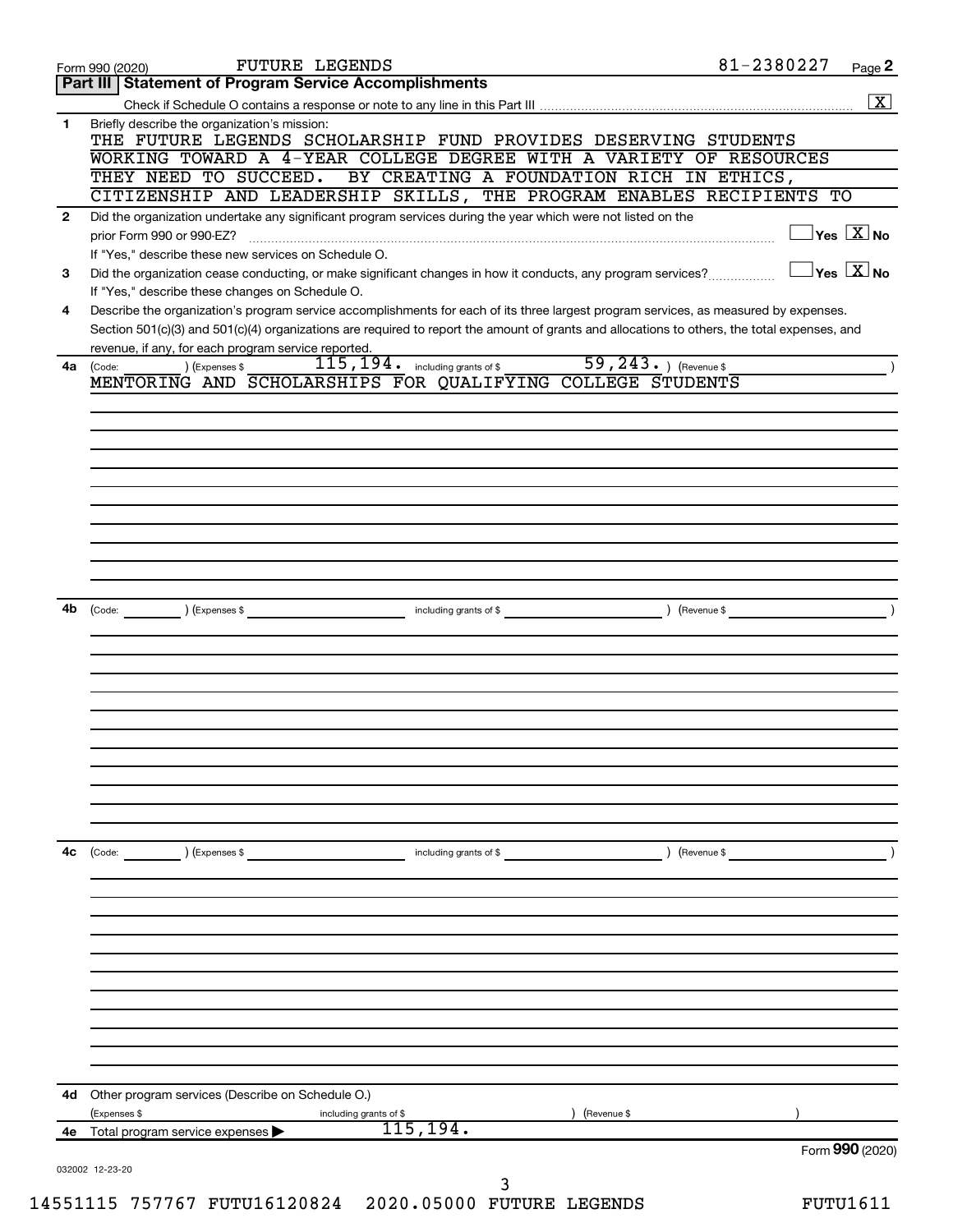Form 990 (2020) FUTURE LEGENDS 81-2380227

## Part III | Statement of Program Service Accomplishments

Check if Schedule O contains a response or note to any line in this Part III .......... [X]

**1** Briefly describe the organization's mission:

THE FUTURE LEGENDS SCHOLARSHIP FUND PROVIDES DESERVING STUDENTS WORKING TOWARD A 4-YEAR COLLEGE DEGREE WITH A VARIETY OF RESOURCES THEY NEED TO SUCCEED. BY CREATING A FOUNDATION RICH IN ETHICS, CITIZENSHIP AND LEADERSHIP SKILLS, THE PROGRAM ENABLES RECIPIENTS TO

**2** Did the organization undertake any significant program services during the year which were not listed on the prior Form 990 or 990-EZ? .......... [ ] Yes [X] No

If "Yes," describe these new services on Schedule O.

**3** Did the organization cease conducting, or make significant changes in how it conducts, any program services? .......... [ ] Yes [X] No

If "Yes," describe these changes on Schedule O.

**4** Describe the organization's program service accomplishments for each of its three largest program services, as measured by expenses. Section 501(c)(3) and 501(c)(4) organizations are required to report the amount of grants and allocations to others, the total expenses, and revenue, if any, for each program service reported.

**4a** (Code: ) (Expenses $ 115,194. including grants of $ 59,243. ) (Revenue $ )

MENTORING AND SCHOLARSHIPS FOR QUALIFYING COLLEGE STUDENTS

**4b** (Code: ) (Expenses $ including grants of $ ) (Revenue $ )

**4c** (Code: ) (Expenses $ including grants of $ ) (Revenue $ )

**4d** Other program services (Describe on Schedule O.)

(Expenses $ including grants of $ ) (Revenue $ )

**4e** Total program service expenses ▶ 115,194.

Form **990** (2020)

032002 12-23-20

14551115 757767 FUTU16120824 2020.05000 FUTURE LEGENDS FUTU1611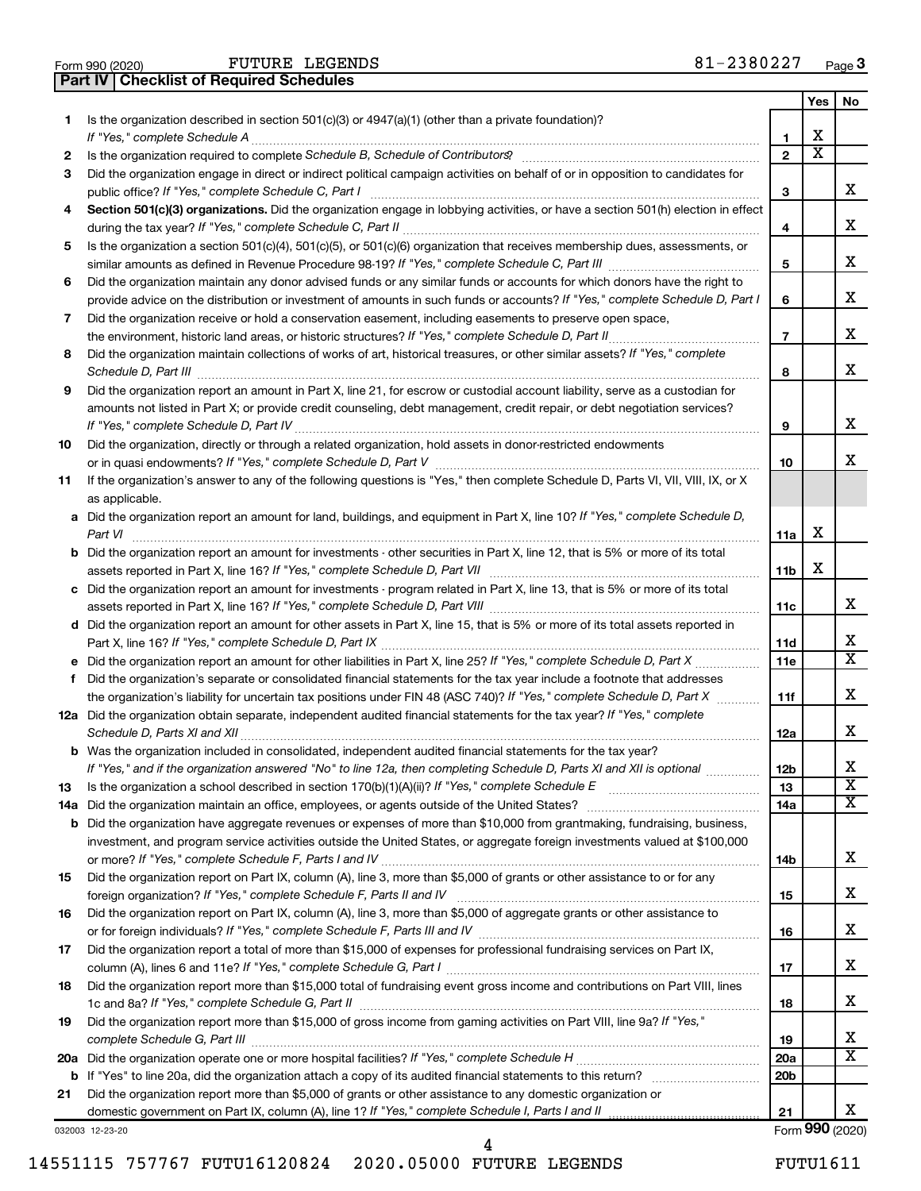Form 990 (2020) FUTURE LEGENDS 81-2380227 Page 3

## Part IV | Checklist of Required Schedules

| | | | Yes | No |
|---|---|---|---|---|
| 1 | Is the organization described in section 501(c)(3) or 4947(a)(1) (other than a private foundation)? *If "Yes," complete Schedule A* | 1 | X | |
| 2 | Is the organization required to complete *Schedule B, Schedule of Contributors*? | 2 | X | |
| 3 | Did the organization engage in direct or indirect political campaign activities on behalf of or in opposition to candidates for public office? *If "Yes," complete Schedule C, Part I* | 3 | | X |
| 4 | **Section 501(c)(3) organizations.** Did the organization engage in lobbying activities, or have a section 501(h) election in effect during the tax year? *If "Yes," complete Schedule C, Part II* | 4 | | X |
| 5 | Is the organization a section 501(c)(4), 501(c)(5), or 501(c)(6) organization that receives membership dues, assessments, or similar amounts as defined in Revenue Procedure 98-19? *If "Yes," complete Schedule C, Part III* | 5 | | X |
| 6 | Did the organization maintain any donor advised funds or any similar funds or accounts for which donors have the right to provide advice on the distribution or investment of amounts in such funds or accounts? *If "Yes," complete Schedule D, Part I* | 6 | | X |
| 7 | Did the organization receive or hold a conservation easement, including easements to preserve open space, the environment, historic land areas, or historic structures? *If "Yes," complete Schedule D, Part II* | 7 | | X |
| 8 | Did the organization maintain collections of works of art, historical treasures, or other similar assets? *If "Yes," complete Schedule D, Part III* | 8 | | X |
| 9 | Did the organization report an amount in Part X, line 21, for escrow or custodial account liability, serve as a custodian for amounts not listed in Part X; or provide credit counseling, debt management, credit repair, or debt negotiation services? *If "Yes," complete Schedule D, Part IV* | 9 | | X |
| 10 | Did the organization, directly or through a related organization, hold assets in donor-restricted endowments or in quasi endowments? *If "Yes," complete Schedule D, Part V* | 10 | | X |
| 11 | If the organization's answer to any of the following questions is "Yes," then complete Schedule D, Parts VI, VII, VIII, IX, or X as applicable. | | | |
| a | Did the organization report an amount for land, buildings, and equipment in Part X, line 10? *If "Yes," complete Schedule D, Part VI* | 11a | X | |
| b | Did the organization report an amount for investments - other securities in Part X, line 12, that is 5% or more of its total assets reported in Part X, line 16? *If "Yes," complete Schedule D, Part VII* | 11b | X | |
| c | Did the organization report an amount for investments - program related in Part X, line 13, that is 5% or more of its total assets reported in Part X, line 16? *If "Yes," complete Schedule D, Part VIII* | 11c | | X |
| d | Did the organization report an amount for other assets in Part X, line 15, that is 5% or more of its total assets reported in Part X, line 16? *If "Yes," complete Schedule D, Part IX* | 11d | | X |
| e | Did the organization report an amount for other liabilities in Part X, line 25? *If "Yes," complete Schedule D, Part X* | 11e | | X |
| f | Did the organization's separate or consolidated financial statements for the tax year include a footnote that addresses the organization's liability for uncertain tax positions under FIN 48 (ASC 740)? *If "Yes," complete Schedule D, Part X* | 11f | | X |
| 12a | Did the organization obtain separate, independent audited financial statements for the tax year? *If "Yes," complete Schedule D, Parts XI and XII* | 12a | | X |
| b | Was the organization included in consolidated, independent audited financial statements for the tax year? *If "Yes," and if the organization answered "No" to line 12a, then completing Schedule D, Parts XI and XII is optional* | 12b | | X |
| 13 | Is the organization a school described in section 170(b)(1)(A)(ii)? *If "Yes," complete Schedule E* | 13 | | X |
| 14a | Did the organization maintain an office, employees, or agents outside of the United States? | 14a | | X |
| b | Did the organization have aggregate revenues or expenses of more than $10,000 from grantmaking, fundraising, business, investment, and program service activities outside the United States, or aggregate foreign investments valued at $100,000 or more? *If "Yes," complete Schedule F, Parts I and IV* | 14b | | X |
| 15 | Did the organization report on Part IX, column (A), line 3, more than $5,000 of grants or other assistance to or for any foreign organization? *If "Yes," complete Schedule F, Parts II and IV* | 15 | | X |
| 16 | Did the organization report on Part IX, column (A), line 3, more than $5,000 of aggregate grants or other assistance to or for foreign individuals? *If "Yes," complete Schedule F, Parts III and IV* | 16 | | X |
| 17 | Did the organization report a total of more than $15,000 of expenses for professional fundraising services on Part IX, column (A), lines 6 and 11e? *If "Yes," complete Schedule G, Part I* | 17 | | X |
| 18 | Did the organization report more than $15,000 total of fundraising event gross income and contributions on Part VIII, lines 1c and 8a? *If "Yes," complete Schedule G, Part II* | 18 | | X |
| 19 | Did the organization report more than $15,000 of gross income from gaming activities on Part VIII, line 9a? *If "Yes," complete Schedule G, Part III* | 19 | | X |
| 20a | Did the organization operate one or more hospital facilities? *If "Yes," complete Schedule H* | 20a | | X |
| b | If "Yes" to line 20a, did the organization attach a copy of its audited financial statements to this return? | 20b | | |
| 21 | Did the organization report more than $5,000 of grants or other assistance to any domestic organization or domestic government on Part IX, column (A), line 1? *If "Yes," complete Schedule I, Parts I and II* | 21 | | X |

032003 12-23-20 Form **990** (2020)

14551115 757767 FUTU16120824 2020.05000 FUTURE LEGENDS FUTU1611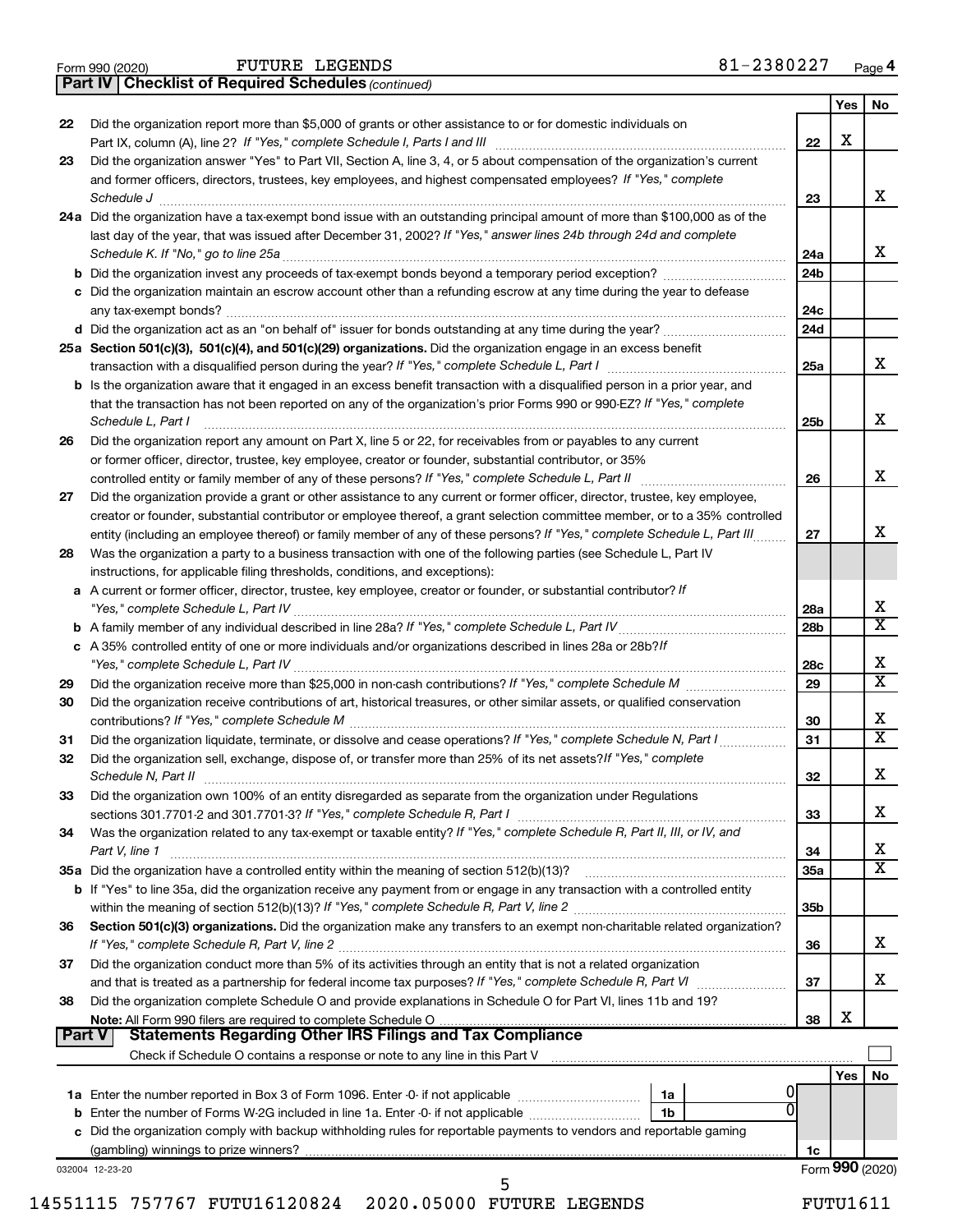Form 990 (2020) FUTURE LEGENDS 81-2380227 Page 4

**Part IV | Checklist of Required Schedules** *(continued)*

| | | | Yes | No |
|---|---|---|---|---|
| 22 | Did the organization report more than $5,000 of grants or other assistance to or for domestic individuals on Part IX, column (A), line 2? *If "Yes," complete Schedule I, Parts I and III* | 22 | X | |
| 23 | Did the organization answer "Yes" to Part VII, Section A, line 3, 4, or 5 about compensation of the organization's current and former officers, directors, trustees, key employees, and highest compensated employees? *If "Yes," complete Schedule J* | 23 | | X |
| 24a | Did the organization have a tax-exempt bond issue with an outstanding principal amount of more than $100,000 as of the last day of the year, that was issued after December 31, 2002? *If "Yes," answer lines 24b through 24d and complete Schedule K. If "No," go to line 25a* | 24a | | X |
| b | Did the organization invest any proceeds of tax-exempt bonds beyond a temporary period exception? | 24b | | |
| c | Did the organization maintain an escrow account other than a refunding escrow at any time during the year to defease any tax-exempt bonds? | 24c | | |
| d | Did the organization act as an "on behalf of" issuer for bonds outstanding at any time during the year? | 24d | | |
| 25a | **Section 501(c)(3), 501(c)(4), and 501(c)(29) organizations.** Did the organization engage in an excess benefit transaction with a disqualified person during the year? *If "Yes," complete Schedule L, Part I* | 25a | | X |
| b | Is the organization aware that it engaged in an excess benefit transaction with a disqualified person in a prior year, and that the transaction has not been reported on any of the organization's prior Forms 990 or 990-EZ? *If "Yes," complete Schedule L, Part I* | 25b | | X |
| 26 | Did the organization report any amount on Part X, line 5 or 22, for receivables from or payables to any current or former officer, director, trustee, key employee, creator or founder, substantial contributor, or 35% controlled entity or family member of any of these persons? *If "Yes," complete Schedule L, Part II* | 26 | | X |
| 27 | Did the organization provide a grant or other assistance to any current or former officer, director, trustee, key employee, creator or founder, substantial contributor or employee thereof, a grant selection committee member, or to a 35% controlled entity (including an employee thereof) or family member of any of these persons? *If "Yes," complete Schedule L, Part III* | 27 | | X |
| 28 | Was the organization a party to a business transaction with one of the following parties (see Schedule L, Part IV instructions, for applicable filing thresholds, conditions, and exceptions): | | | |
| a | A current or former officer, director, trustee, key employee, creator or founder, or substantial contributor? *If "Yes," complete Schedule L, Part IV* | 28a | | X |
| b | A family member of any individual described in line 28a? *If "Yes," complete Schedule L, Part IV* | 28b | | X |
| c | A 35% controlled entity of one or more individuals and/or organizations described in lines 28a or 28b? *If "Yes," complete Schedule L, Part IV* | 28c | | X |
| 29 | Did the organization receive more than $25,000 in non-cash contributions? *If "Yes," complete Schedule M* | 29 | | X |
| 30 | Did the organization receive contributions of art, historical treasures, or other similar assets, or qualified conservation contributions? *If "Yes," complete Schedule M* | 30 | | X |
| 31 | Did the organization liquidate, terminate, or dissolve and cease operations? *If "Yes," complete Schedule N, Part I* | 31 | | X |
| 32 | Did the organization sell, exchange, dispose of, or transfer more than 25% of its net assets? *If "Yes," complete Schedule N, Part II* | 32 | | X |
| 33 | Did the organization own 100% of an entity disregarded as separate from the organization under Regulations sections 301.7701-2 and 301.7701-3? *If "Yes," complete Schedule R, Part I* | 33 | | X |
| 34 | Was the organization related to any tax-exempt or taxable entity? *If "Yes," complete Schedule R, Part II, III, or IV, and Part V, line 1* | 34 | | X |
| 35a | Did the organization have a controlled entity within the meaning of section 512(b)(13)? | 35a | | X |
| b | If "Yes" to line 35a, did the organization receive any payment from or engage in any transaction with a controlled entity within the meaning of section 512(b)(13)? *If "Yes," complete Schedule R, Part V, line 2* | 35b | | |
| 36 | **Section 501(c)(3) organizations.** Did the organization make any transfers to an exempt non-charitable related organization? *If "Yes," complete Schedule R, Part V, line 2* | 36 | | X |
| 37 | Did the organization conduct more than 5% of its activities through an entity that is not a related organization and that is treated as a partnership for federal income tax purposes? *If "Yes," complete Schedule R, Part VI* | 37 | | X |
| 38 | Did the organization complete Schedule O and provide explanations in Schedule O for Part VI, lines 11b and 19? **Note:** All Form 990 filers are required to complete Schedule O | 38 | X | |

**Part V | Statements Regarding Other IRS Filings and Tax Compliance**

Check if Schedule O contains a response or note to any line in this Part V ☐

| | | | | | Yes | No |
|---|---|---|---|---|---|---|
| 1a | Enter the number reported in Box 3 of Form 1096. Enter -0- if not applicable | 1a | 0 | | | |
| b | Enter the number of Forms W-2G included in line 1a. Enter -0- if not applicable | 1b | 0 | | | |
| c | Did the organization comply with backup withholding rules for reportable payments to vendors and reportable gaming (gambling) winnings to prize winners? | | | 1c | | |

032004 12-23-20 Form **990** (2020)

14551115 757767 FUTU16120824 2020.05000 FUTURE LEGENDS FUTU1611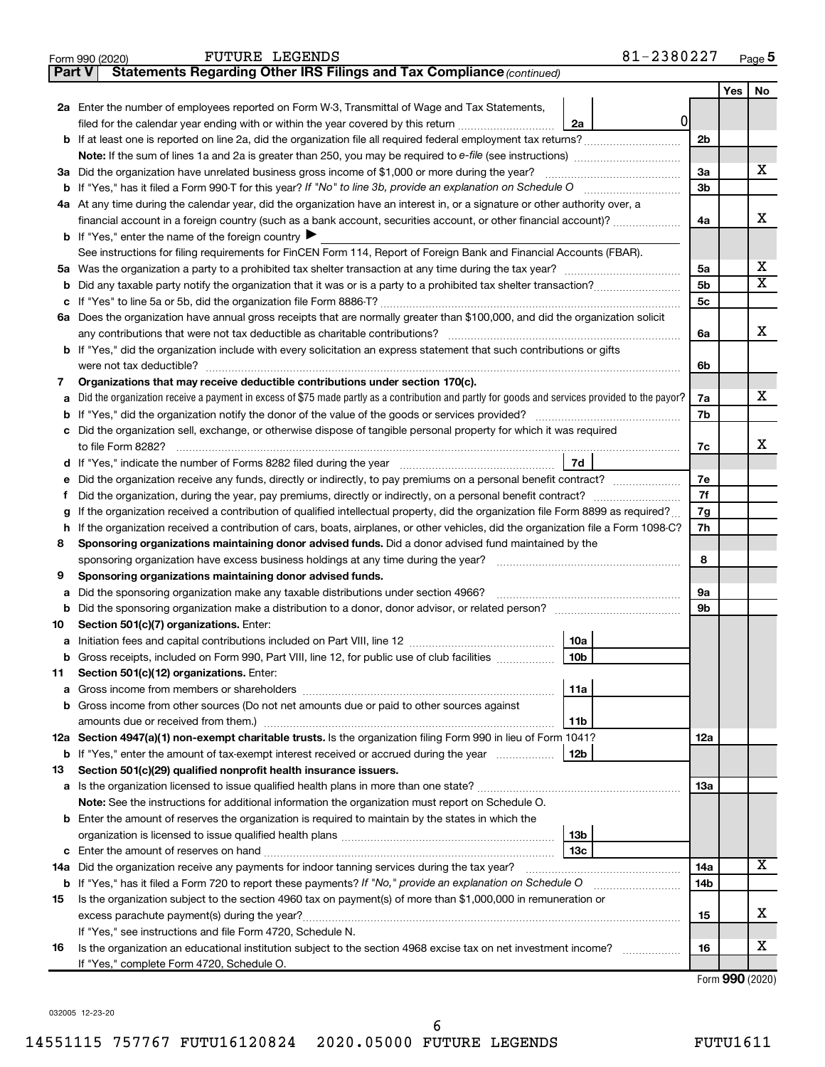Form 990 (2020) FUTURE LEGENDS 81-2380227 Page 5

**Part V Statements Regarding Other IRS Filings and Tax Compliance** *(continued)*

| | | | | | Yes | No |
|---|---|---|---|---|---|---|
| **2a** | Enter the number of employees reported on Form W-3, Transmittal of Wage and Tax Statements, filed for the calendar year ending with or within the year covered by this return | 2a | 0 | | | |
| **b** | If at least one is reported on line 2a, did the organization file all required federal employment tax returns? | | | 2b | | |
| | **Note:** If the sum of lines 1a and 2a is greater than 250, you may be required to *e-file* (see instructions) | | | | | |
| **3a** | Did the organization have unrelated business gross income of $1,000 or more during the year? | | | 3a | | X |
| **b** | If "Yes," has it filed a Form 990-T for this year? *If "No" to line 3b, provide an explanation on Schedule O* | | | 3b | | |
| **4a** | At any time during the calendar year, did the organization have an interest in, or a signature or other authority over, a financial account in a foreign country (such as a bank account, securities account, or other financial account)? | | | 4a | | X |
| **b** | If "Yes," enter the name of the foreign country ▶ | | | | | |
| | See instructions for filing requirements for FinCEN Form 114, Report of Foreign Bank and Financial Accounts (FBAR). | | | | | |
| **5a** | Was the organization a party to a prohibited tax shelter transaction at any time during the tax year? | | | 5a | | X |
| **b** | Did any taxable party notify the organization that it was or is a party to a prohibited tax shelter transaction? | | | 5b | | X |
| **c** | If "Yes" to line 5a or 5b, did the organization file Form 8886-T? | | | 5c | | |
| **6a** | Does the organization have annual gross receipts that are normally greater than $100,000, and did the organization solicit any contributions that were not tax deductible as charitable contributions? | | | 6a | | X |
| **b** | If "Yes," did the organization include with every solicitation an express statement that such contributions or gifts were not tax deductible? | | | 6b | | |
| **7** | **Organizations that may receive deductible contributions under section 170(c).** | | | | | |
| **a** | Did the organization receive a payment in excess of $75 made partly as a contribution and partly for goods and services provided to the payor? | | | 7a | | X |
| **b** | If "Yes," did the organization notify the donor of the value of the goods or services provided? | | | 7b | | |
| **c** | Did the organization sell, exchange, or otherwise dispose of tangible personal property for which it was required to file Form 8282? | | | 7c | | X |
| **d** | If "Yes," indicate the number of Forms 8282 filed during the year | 7d | | | | |
| **e** | Did the organization receive any funds, directly or indirectly, to pay premiums on a personal benefit contract? | | | 7e | | |
| **f** | Did the organization, during the year, pay premiums, directly or indirectly, on a personal benefit contract? | | | 7f | | |
| **g** | If the organization received a contribution of qualified intellectual property, did the organization file Form 8899 as required? | | | 7g | | |
| **h** | If the organization received a contribution of cars, boats, airplanes, or other vehicles, did the organization file a Form 1098-C? | | | 7h | | |
| **8** | **Sponsoring organizations maintaining donor advised funds.** Did a donor advised fund maintained by the sponsoring organization have excess business holdings at any time during the year? | | | 8 | | |
| **9** | **Sponsoring organizations maintaining donor advised funds.** | | | | | |
| **a** | Did the sponsoring organization make any taxable distributions under section 4966? | | | 9a | | |
| **b** | Did the sponsoring organization make a distribution to a donor, donor advisor, or related person? | | | 9b | | |
| **10** | **Section 501(c)(7) organizations.** Enter: | | | | | |
| **a** | Initiation fees and capital contributions included on Part VIII, line 12 | 10a | | | | |
| **b** | Gross receipts, included on Form 990, Part VIII, line 12, for public use of club facilities | 10b | | | | |
| **11** | **Section 501(c)(12) organizations.** Enter: | | | | | |
| **a** | Gross income from members or shareholders | 11a | | | | |
| **b** | Gross income from other sources (Do not net amounts due or paid to other sources against amounts due or received from them.) | 11b | | | | |
| **12a** | **Section 4947(a)(1) non-exempt charitable trusts.** Is the organization filing Form 990 in lieu of Form 1041? | | | 12a | | |
| **b** | If "Yes," enter the amount of tax-exempt interest received or accrued during the year | 12b | | | | |
| **13** | **Section 501(c)(29) qualified nonprofit health insurance issuers.** | | | | | |
| **a** | Is the organization licensed to issue qualified health plans in more than one state? | | | 13a | | |
| | **Note:** See the instructions for additional information the organization must report on Schedule O. | | | | | |
| **b** | Enter the amount of reserves the organization is required to maintain by the states in which the organization is licensed to issue qualified health plans | 13b | | | | |
| **c** | Enter the amount of reserves on hand | 13c | | | | |
| **14a** | Did the organization receive any payments for indoor tanning services during the tax year? | | | 14a | | X |
| **b** | If "Yes," has it filed a Form 720 to report these payments? *If "No," provide an explanation on Schedule O* | | | 14b | | |
| **15** | Is the organization subject to the section 4960 tax on payment(s) of more than $1,000,000 in remuneration or excess parachute payment(s) during the year? | | | 15 | | X |
| | If "Yes," see instructions and file Form 4720, Schedule N. | | | | | |
| **16** | Is the organization an educational institution subject to the section 4968 excise tax on net investment income? | | | 16 | | X |
| | If "Yes," complete Form 4720, Schedule O. | | | | | |

Form **990** (2020)

032005 12-23-20

14551115 757767 FUTU16120824 2020.05000 FUTURE LEGENDS FUTU1611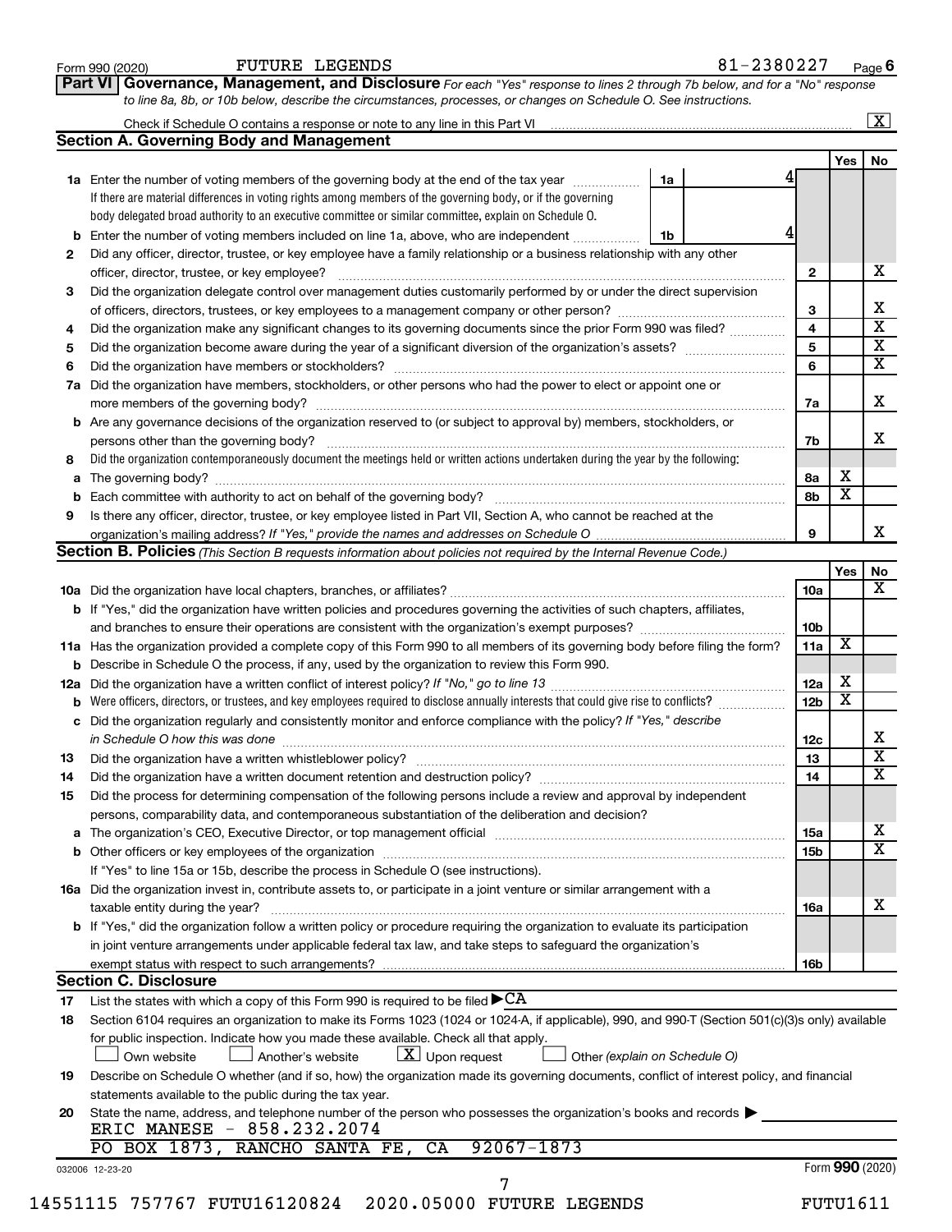Form 990 (2020) FUTURE LEGENDS 81-2380227 Page 6

**Part VI Governance, Management, and Disclosure** *For each "Yes" response to lines 2 through 7b below, and for a "No" response to line 8a, 8b, or 10b below, describe the circumstances, processes, or changes on Schedule O. See instructions.*

Check if Schedule O contains a response or note to any line in this Part VI [X]

## Section A. Governing Body and Management

| | | | | Yes | No |
|---|---|---|---|---|---|
| 1a | Enter the number of voting members of the governing body at the end of the tax year — If there are material differences in voting rights among members of the governing body, or if the governing body delegated broad authority to an executive committee or similar committee, explain on Schedule O. | 1a: 4 | | | |
| b | Enter the number of voting members included on line 1a, above, who are independent | 1b: 4 | | | |
| 2 | Did any officer, director, trustee, or key employee have a family relationship or a business relationship with any other officer, director, trustee, or key employee? | | 2 | | X |
| 3 | Did the organization delegate control over management duties customarily performed by or under the direct supervision of officers, directors, trustees, or key employees to a management company or other person? | | 3 | | X |
| 4 | Did the organization make any significant changes to its governing documents since the prior Form 990 was filed? | | 4 | | X |
| 5 | Did the organization become aware during the year of a significant diversion of the organization's assets? | | 5 | | X |
| 6 | Did the organization have members or stockholders? | | 6 | | X |
| 7a | Did the organization have members, stockholders, or other persons who had the power to elect or appoint one or more members of the governing body? | | 7a | | X |
| b | Are any governance decisions of the organization reserved to (or subject to approval by) members, stockholders, or persons other than the governing body? | | 7b | | X |
| 8 | Did the organization contemporaneously document the meetings held or written actions undertaken during the year by the following: | | | | |
| a | The governing body? | | 8a | X | |
| b | Each committee with authority to act on behalf of the governing body? | | 8b | X | |
| 9 | Is there any officer, director, trustee, or key employee listed in Part VII, Section A, who cannot be reached at the organization's mailing address? *If "Yes," provide the names and addresses on Schedule O* | | 9 | | X |

## Section B. Policies *(This Section B requests information about policies not required by the Internal Revenue Code.)*

| | | | Yes | No |
|---|---|---|---|---|
| 10a | Did the organization have local chapters, branches, or affiliates? | 10a | | X |
| b | If "Yes," did the organization have written policies and procedures governing the activities of such chapters, affiliates, and branches to ensure their operations are consistent with the organization's exempt purposes? | 10b | | |
| 11a | Has the organization provided a complete copy of this Form 990 to all members of its governing body before filing the form? | 11a | X | |
| b | Describe in Schedule O the process, if any, used by the organization to review this Form 990. | | | |
| 12a | Did the organization have a written conflict of interest policy? *If "No," go to line 13* | 12a | X | |
| b | Were officers, directors, or trustees, and key employees required to disclose annually interests that could give rise to conflicts? | 12b | X | |
| c | Did the organization regularly and consistently monitor and enforce compliance with the policy? *If "Yes," describe in Schedule O how this was done* | 12c | | X |
| 13 | Did the organization have a written whistleblower policy? | 13 | | X |
| 14 | Did the organization have a written document retention and destruction policy? | 14 | | X |
| 15 | Did the process for determining compensation of the following persons include a review and approval by independent persons, comparability data, and contemporaneous substantiation of the deliberation and decision? | | | |
| a | The organization's CEO, Executive Director, or top management official | 15a | | X |
| b | Other officers or key employees of the organization | 15b | | X |
| | If "Yes" to line 15a or 15b, describe the process in Schedule O (see instructions). | | | |
| 16a | Did the organization invest in, contribute assets to, or participate in a joint venture or similar arrangement with a taxable entity during the year? | 16a | | X |
| b | If "Yes," did the organization follow a written policy or procedure requiring the organization to evaluate its participation in joint venture arrangements under applicable federal tax law, and take steps to safeguard the organization's exempt status with respect to such arrangements? | 16b | | |

## Section C. Disclosure

17 List the states with which a copy of this Form 990 is required to be filed ▶ CA

18 Section 6104 requires an organization to make its Forms 1023 (1024 or 1024-A, if applicable), 990, and 990-T (Section 501(c)(3)s only) available for public inspection. Indicate how you made these available. Check all that apply.

[ ] Own website [ ] Another's website [X] Upon request [ ] Other *(explain on Schedule O)*

19 Describe on Schedule O whether (and if so, how) the organization made its governing documents, conflict of interest policy, and financial statements available to the public during the tax year.

20 State the name, address, and telephone number of the person who possesses the organization's books and records ▶

ERIC MANESE - 858.232.2074
PO BOX 1873, RANCHO SANTA FE, CA 92067-1873

032006 12-23-20 Form **990** (2020)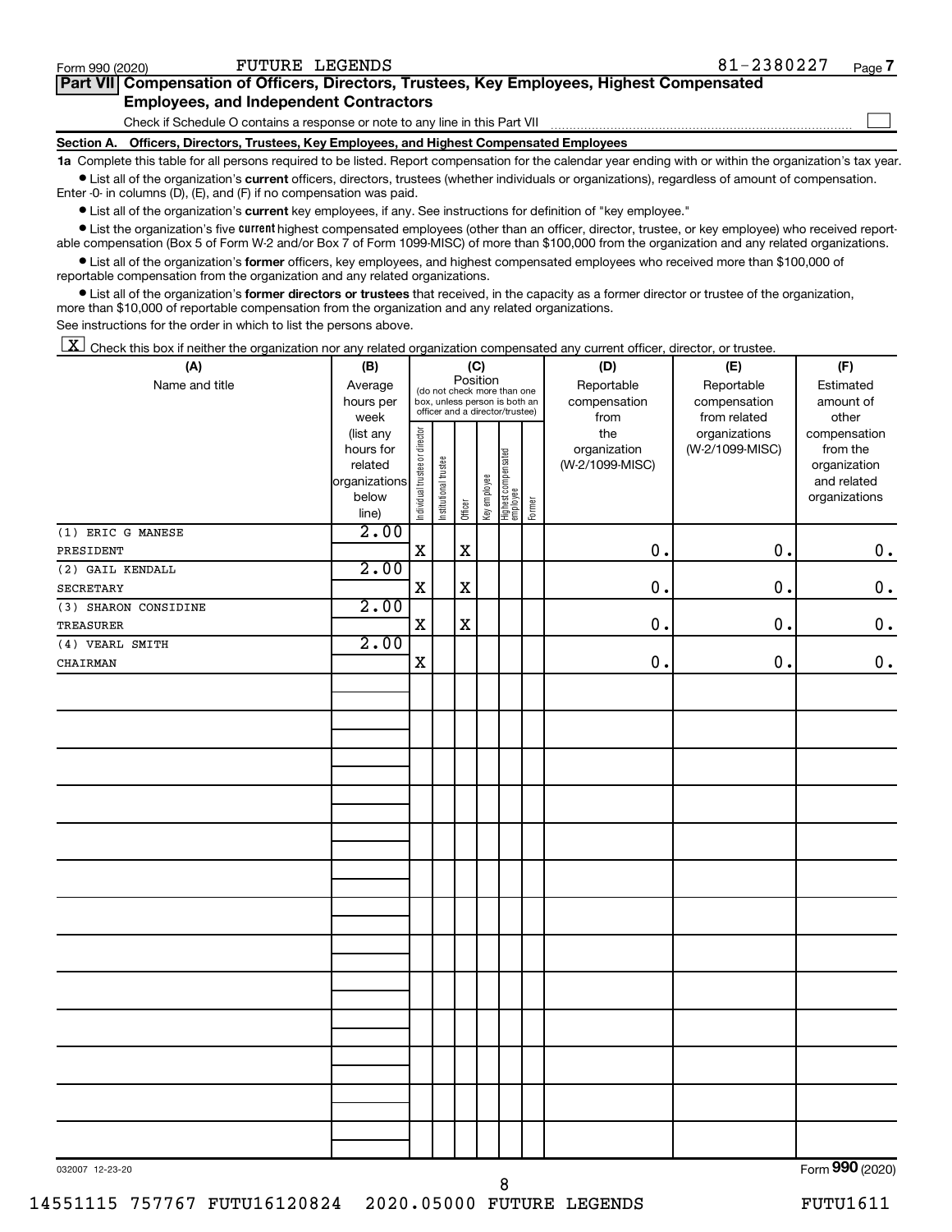Form 990 (2020) FUTURE LEGENDS 81-2380227

**Part VII Compensation of Officers, Directors, Trustees, Key Employees, Highest Compensated Employees, and Independent Contractors**

Check if Schedule O contains a response or note to any line in this Part VII ☐

**Section A. Officers, Directors, Trustees, Key Employees, and Highest Compensated Employees**

**1a** Complete this table for all persons required to be listed. Report compensation for the calendar year ending with or within the organization's tax year.

- List all of the organization's **current** officers, directors, trustees (whether individuals or organizations), regardless of amount of compensation. Enter -0- in columns (D), (E), and (F) if no compensation was paid.
- List all of the organization's **current** key employees, if any. See instructions for definition of "key employee."
- List the organization's five **current** highest compensated employees (other than an officer, director, trustee, or key employee) who received reportable compensation (Box 5 of Form W-2 and/or Box 7 of Form 1099-MISC) of more than $100,000 from the organization and any related organizations.
- List all of the organization's **former** officers, key employees, and highest compensated employees who received more than $100,000 of reportable compensation from the organization and any related organizations.
- List all of the organization's **former directors or trustees** that received, in the capacity as a former director or trustee of the organization, more than $10,000 of reportable compensation from the organization and any related organizations.

See instructions for the order in which to list the persons above.

☒ Check this box if neither the organization nor any related organization compensated any current officer, director, or trustee.

| (A) Name and title | (B) Average hours per week (list any hours for related organizations below line) | (C) Position: Individual trustee or director | Institutional trustee | Officer | Key employee | Highest compensated employee | Former | (D) Reportable compensation from the organization (W-2/1099-MISC) | (E) Reportable compensation from related organizations (W-2/1099-MISC) | (F) Estimated amount of other compensation from the organization and related organizations |
|---|---|---|---|---|---|---|---|---|---|---|
| (1) ERIC G MANESE<br>PRESIDENT | 2.00 | X | | X | | | | 0. | 0. | 0. |
| (2) GAIL KENDALL<br>SECRETARY | 2.00 | X | | X | | | | 0. | 0. | 0. |
| (3) SHARON CONSIDINE<br>TREASURER | 2.00 | X | | X | | | | 0. | 0. | 0. |
| (4) VEARL SMITH<br>CHAIRMAN | 2.00 | X | | | | | | 0. | 0. | 0. |

032007 12-23-20

Form **990** (2020)

14551115 757767 FUTU16120824 2020.05000 FUTURE LEGENDS FUTU1611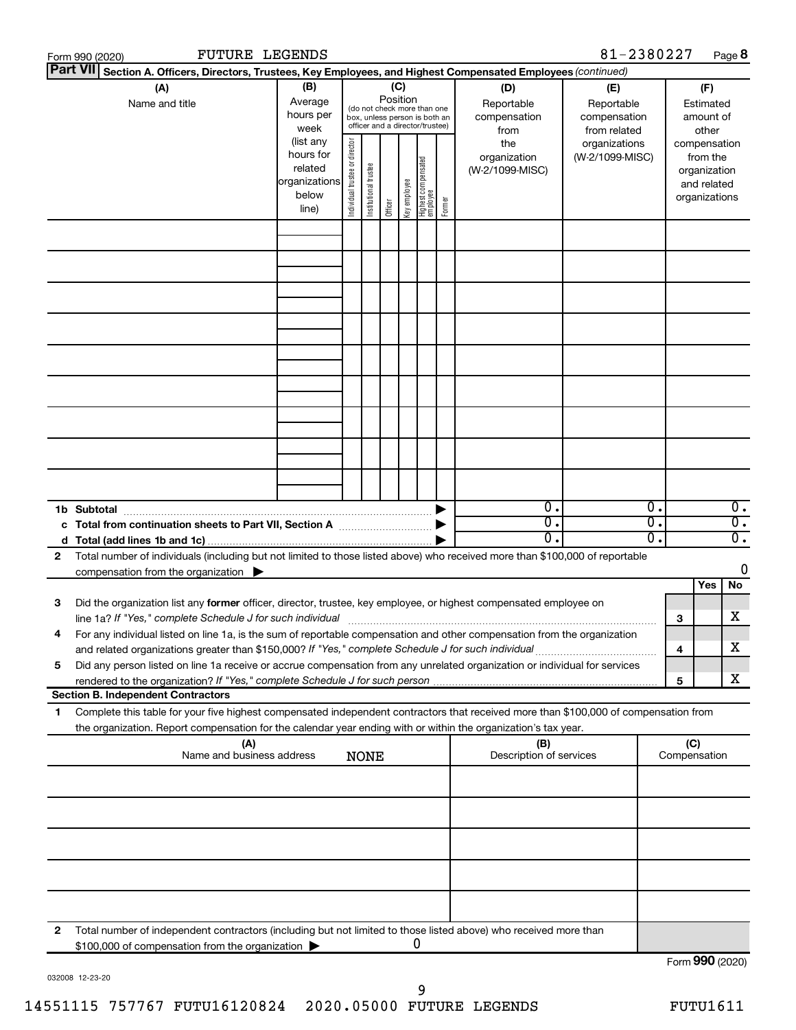Form 990 (2020) FUTURE LEGENDS 81-2380227 Page 8

**Part VII Section A. Officers, Directors, Trustees, Key Employees, and Highest Compensated Employees** *(continued)*

| (A) Name and title | (B) Average hours per week (list any hours for related organizations below line) | (C) Position (do not check more than one box, unless person is both an officer and a director/trustee): Individual trustee or director | Institutional trustee | Officer | Key employee | Highest compensated employee | Former | (D) Reportable compensation from the organization (W-2/1099-MISC) | (E) Reportable compensation from related organizations (W-2/1099-MISC) | (F) Estimated amount of other compensation from the organization and related organizations |
|---|---|---|---|---|---|---|---|---|---|---|
| | | | | | | | | | | |
| | | | | | | | | | | |
| | | | | | | | | | | |
| | | | | | | | | | | |
| | | | | | | | | | | |
| | | | | | | | | | | |
| | | | | | | | | | | |
| | | | | | | | | | | |
| | | | | | | | | | | |
| **1b Subtotal** | | | | | | | ▶ | 0. | 0. | 0. |
| **c Total from continuation sheets to Part VII, Section A** | | | | | | | ▶ | 0. | 0. | 0. |
| **d Total (add lines 1b and 1c)** | | | | | | | ▶ | 0. | 0. | 0. |

**2** Total number of individuals (including but not limited to those listed above) who received more than $100,000 of reportable compensation from the organization ▶ 0

| | | Yes | No |
|---|---|---|---|
| **3** Did the organization list any **former** officer, director, trustee, key employee, or highest compensated employee on line 1a? *If "Yes," complete Schedule J for such individual* | 3 | | X |
| **4** For any individual listed on line 1a, is the sum of reportable compensation and other compensation from the organization and related organizations greater than $150,000? *If "Yes," complete Schedule J for such individual* | 4 | | X |
| **5** Did any person listed on line 1a receive or accrue compensation from any unrelated organization or individual for services rendered to the organization? *If "Yes," complete Schedule J for such person* | 5 | | X |

**Section B. Independent Contractors**

**1** Complete this table for your five highest compensated independent contractors that received more than $100,000 of compensation from the organization. Report compensation for the calendar year ending with or within the organization's tax year.

| (A) Name and business address | (B) Description of services | (C) Compensation |
|---|---|---|
| NONE | | |
| | | |
| | | |
| | | |
| | | |

**2** Total number of independent contractors (including but not limited to those listed above) who received more than $100,000 of compensation from the organization ▶ 0

Form **990** (2020)

032008 12-23-20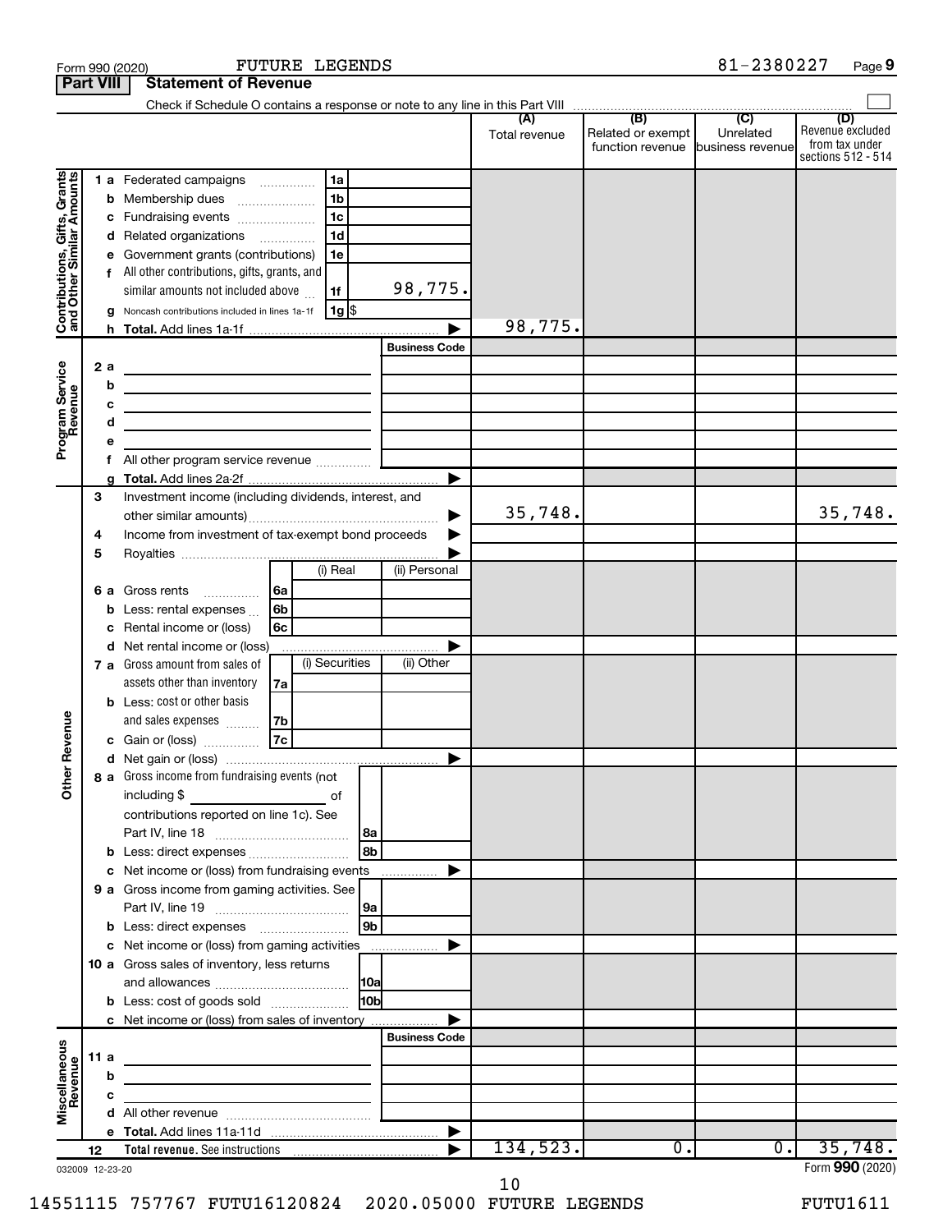Form 990 (2020) FUTURE LEGENDS 81-2380227 Page 9

**Part VIII Statement of Revenue**

Check if Schedule O contains a response or note to any line in this Part VIII ☐

| | | | (A) Total revenue | (B) Related or exempt function revenue | (C) Unrelated business revenue | (D) Revenue excluded from tax under sections 512 - 514 |
|---|---|---|---|---|---|---|
| **Contributions, Gifts, Grants and Other Similar Amounts** | 1 a Federated campaigns | 1a | | | | |
| | b Membership dues | 1b | | | | |
| | c Fundraising events | 1c | | | | |
| | d Related organizations | 1d | | | | |
| | e Government grants (contributions) | 1e | | | | |
| | f All other contributions, gifts, grants, and similar amounts not included above | 1f 98,775. | | | | |
| | g Noncash contributions included in lines 1a-1f | 1g $ | | | | |
| | h Total. Add lines 1a-1f | | 98,775. | | | |
| **Program Service Revenue** | | Business Code | | | | |
| | 2 a | | | | | |
| | b | | | | | |
| | c | | | | | |
| | d | | | | | |
| | e | | | | | |
| | f All other program service revenue | | | | | |
| | g Total. Add lines 2a-2f | | | | | |
| **Other Revenue** | 3 Investment income (including dividends, interest, and other similar amounts) | | 35,748. | | | 35,748. |
| | 4 Income from investment of tax-exempt bond proceeds | | | | | |
| | 5 Royalties | | | | | |
| | | (i) Real / (ii) Personal | | | | |
| | 6 a Gross rents | 6a | | | | |
| | b Less: rental expenses | 6b | | | | |
| | c Rental income or (loss) | 6c | | | | |
| | d Net rental income or (loss) | | | | | |
| | | (i) Securities / (ii) Other | | | | |
| | 7 a Gross amount from sales of assets other than inventory | 7a | | | | |
| | b Less: cost or other basis and sales expenses | 7b | | | | |
| | c Gain or (loss) | 7c | | | | |
| | d Net gain or (loss) | | | | | |
| | 8 a Gross income from fundraising events (not including $ ______ of contributions reported on line 1c). See Part IV, line 18 | 8a | | | | |
| | b Less: direct expenses | 8b | | | | |
| | c Net income or (loss) from fundraising events | | | | | |
| | 9 a Gross income from gaming activities. See Part IV, line 19 | 9a | | | | |
| | b Less: direct expenses | 9b | | | | |
| | c Net income or (loss) from gaming activities | | | | | |
| | 10 a Gross sales of inventory, less returns and allowances | 10a | | | | |
| | b Less: cost of goods sold | 10b | | | | |
| | c Net income or (loss) from sales of inventory | | | | | |
| **Miscellaneous Revenue** | | Business Code | | | | |
| | 11 a | | | | | |
| | b | | | | | |
| | c | | | | | |
| | d All other revenue | | | | | |
| | e Total. Add lines 11a-11d | | | | | |
| | 12 Total revenue. See instructions | | 134,523. | 0. | 0. | 35,748. |

032009 12-23-20 Form 990 (2020)

14551115 757767 FUTU16120824 2020.05000 FUTURE LEGENDS FUTU1611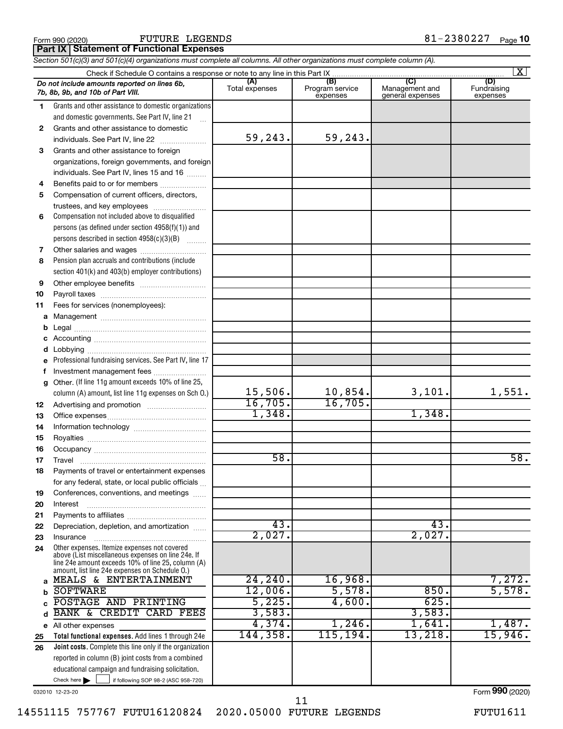Form 990 (2020) FUTURE LEGENDS 81-2380227 Page 10

**Part IX | Statement of Functional Expenses**

*Section 501(c)(3) and 501(c)(4) organizations must complete all columns. All other organizations must complete column (A).*

Check if Schedule O contains a response or note to any line in this Part IX ... [X]

| *Do not include amounts reported on lines 6b, 7b, 8b, 9b, and 10b of Part VIII.* | (A) Total expenses | (B) Program service expenses | (C) Management and general expenses | (D) Fundraising expenses |
|---|---|---|---|---|
| 1 Grants and other assistance to domestic organizations and domestic governments. See Part IV, line 21 | | | | |
| 2 Grants and other assistance to domestic individuals. See Part IV, line 22 | 59,243. | 59,243. | | |
| 3 Grants and other assistance to foreign organizations, foreign governments, and foreign individuals. See Part IV, lines 15 and 16 | | | | |
| 4 Benefits paid to or for members | | | | |
| 5 Compensation of current officers, directors, trustees, and key employees | | | | |
| 6 Compensation not included above to disqualified persons (as defined under section 4958(f)(1)) and persons described in section 4958(c)(3)(B) | | | | |
| 7 Other salaries and wages | | | | |
| 8 Pension plan accruals and contributions (include section 401(k) and 403(b) employer contributions) | | | | |
| 9 Other employee benefits | | | | |
| 10 Payroll taxes | | | | |
| 11 Fees for services (nonemployees): | | | | |
| a Management | | | | |
| b Legal | | | | |
| c Accounting | | | | |
| d Lobbying | | | | |
| e Professional fundraising services. See Part IV, line 17 | | | | |
| f Investment management fees | | | | |
| g Other. (If line 11g amount exceeds 10% of line 25, column (A) amount, list line 11g expenses on Sch O.) | 15,506. | 10,854. | 3,101. | 1,551. |
| 12 Advertising and promotion | 16,705. | 16,705. | | |
| 13 Office expenses | 1,348. | | 1,348. | |
| 14 Information technology | | | | |
| 15 Royalties | | | | |
| 16 Occupancy | | | | |
| 17 Travel | 58. | | | 58. |
| 18 Payments of travel or entertainment expenses for any federal, state, or local public officials | | | | |
| 19 Conferences, conventions, and meetings | | | | |
| 20 Interest | | | | |
| 21 Payments to affiliates | | | | |
| 22 Depreciation, depletion, and amortization | 43. | | 43. | |
| 23 Insurance | 2,027. | | 2,027. | |
| 24 Other expenses. Itemize expenses not covered above (List miscellaneous expenses on line 24e. If line 24e amount exceeds 10% of line 25, column (A) amount, list line 24e expenses on Schedule O.) | | | | |
| a MEALS & ENTERTAINMENT | 24,240. | 16,968. | | 7,272. |
| b SOFTWARE | 12,006. | 5,578. | 850. | 5,578. |
| c POSTAGE AND PRINTING | 5,225. | 4,600. | 625. | |
| d BANK & CREDIT CARD FEES | 3,583. | | 3,583. | |
| e All other expenses | 4,374. | 1,246. | 1,641. | 1,487. |
| 25 **Total functional expenses.** Add lines 1 through 24e | 144,358. | 115,194. | 13,218. | 15,946. |
| 26 **Joint costs.** Complete this line only if the organization reported in column (B) joint costs from a combined educational campaign and fundraising solicitation. Check here [ ] if following SOP 98-2 (ASC 958-720) | | | | |

032010 12-23-20 Form **990** (2020)

14551115 757767 FUTU16120824 2020.05000 FUTURE LEGENDS FUTU1611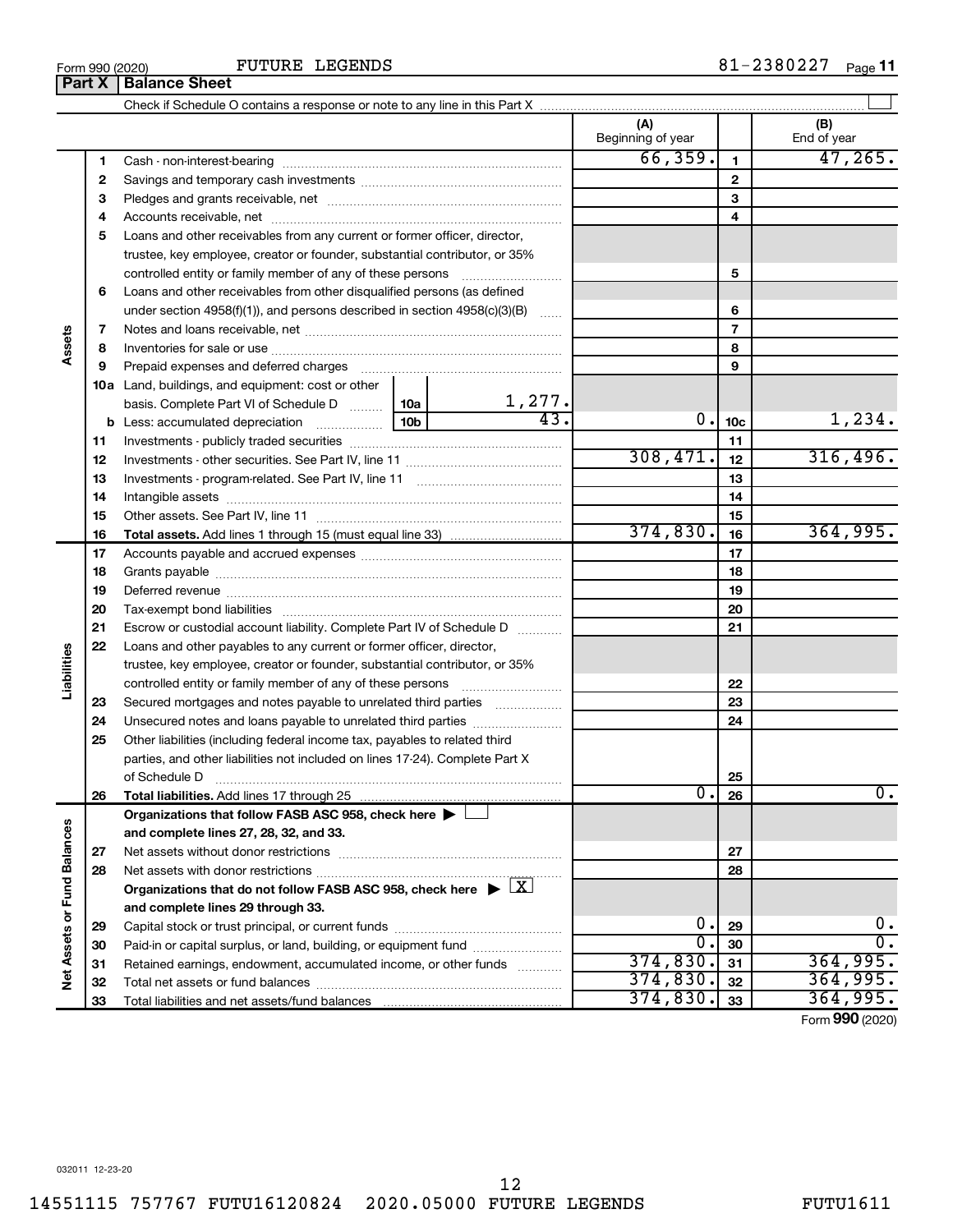Form 990 (2020) FUTURE LEGENDS 81-2380227

## Part X Balance Sheet

Check if Schedule O contains a response or note to any line in this Part X

| Section | Line | Description | | | (A) Beginning of year | | (B) End of year |
|---|---|---|---|---|---|---|---|
| Assets | 1 | Cash - non-interest-bearing | | | 66,359. | 1 | 47,265. |
| | 2 | Savings and temporary cash investments | | | | 2 | |
| | 3 | Pledges and grants receivable, net | | | | 3 | |
| | 4 | Accounts receivable, net | | | | 4 | |
| | 5 | Loans and other receivables from any current or former officer, director, trustee, key employee, creator or founder, substantial contributor, or 35% controlled entity or family member of any of these persons | | | | 5 | |
| | 6 | Loans and other receivables from other disqualified persons (as defined under section 4958(f)(1)), and persons described in section 4958(c)(3)(B) | | | | 6 | |
| | 7 | Notes and loans receivable, net | | | | 7 | |
| | 8 | Inventories for sale or use | | | | 8 | |
| | 9 | Prepaid expenses and deferred charges | | | | 9 | |
| | 10a | Land, buildings, and equipment: cost or other basis. Complete Part VI of Schedule D | 10a | 1,277. | | | |
| | b | Less: accumulated depreciation | 10b | 43. | 0. | 10c | 1,234. |
| | 11 | Investments - publicly traded securities | | | | 11 | |
| | 12 | Investments - other securities. See Part IV, line 11 | | | 308,471. | 12 | 316,496. |
| | 13 | Investments - program-related. See Part IV, line 11 | | | | 13 | |
| | 14 | Intangible assets | | | | 14 | |
| | 15 | Other assets. See Part IV, line 11 | | | | 15 | |
| | 16 | **Total assets.** Add lines 1 through 15 (must equal line 33) | | | 374,830. | 16 | 364,995. |
| Liabilities | 17 | Accounts payable and accrued expenses | | | | 17 | |
| | 18 | Grants payable | | | | 18 | |
| | 19 | Deferred revenue | | | | 19 | |
| | 20 | Tax-exempt bond liabilities | | | | 20 | |
| | 21 | Escrow or custodial account liability. Complete Part IV of Schedule D | | | | 21 | |
| | 22 | Loans and other payables to any current or former officer, director, trustee, key employee, creator or founder, substantial contributor, or 35% controlled entity or family member of any of these persons | | | | 22 | |
| | 23 | Secured mortgages and notes payable to unrelated third parties | | | | 23 | |
| | 24 | Unsecured notes and loans payable to unrelated third parties | | | | 24 | |
| | 25 | Other liabilities (including federal income tax, payables to related third parties, and other liabilities not included on lines 17-24). Complete Part X of Schedule D | | | | 25 | |
| | 26 | **Total liabilities.** Add lines 17 through 25 | | | 0. | 26 | 0. |
| Net Assets or Fund Balances | | **Organizations that follow FASB ASC 958, check here** ☐ **and complete lines 27, 28, 32, and 33.** | | | | | |
| | 27 | Net assets without donor restrictions | | | | 27 | |
| | 28 | Net assets with donor restrictions | | | | 28 | |
| | | **Organizations that do not follow FASB ASC 958, check here** ☒ **and complete lines 29 through 33.** | | | | | |
| | 29 | Capital stock or trust principal, or current funds | | | 0. | 29 | 0. |
| | 30 | Paid-in or capital surplus, or land, building, or equipment fund | | | 0. | 30 | 0. |
| | 31 | Retained earnings, endowment, accumulated income, or other funds | | | 374,830. | 31 | 364,995. |
| | 32 | Total net assets or fund balances | | | 374,830. | 32 | 364,995. |
| | 33 | Total liabilities and net assets/fund balances | | | 374,830. | 33 | 364,995. |

Form **990** (2020)

032011 12-23-20

14551115 757767 FUTU16120824 2020.05000 FUTURE LEGENDS FUTU1611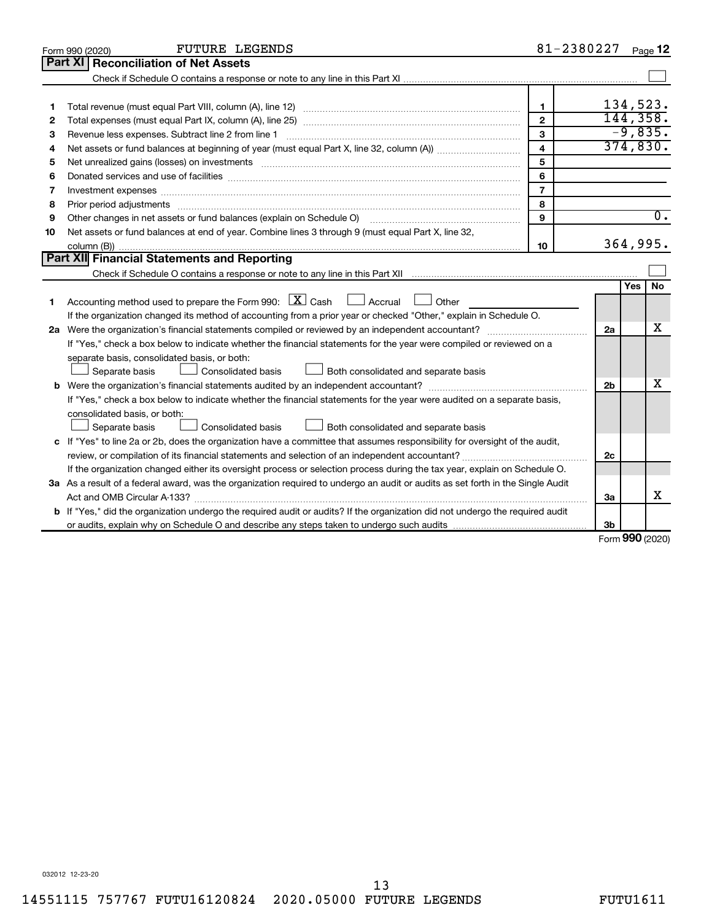Form 990 (2020) FUTURE LEGENDS 81-2380227

## Part XI Reconciliation of Net Assets

Check if Schedule O contains a response or note to any line in this Part XI ☐

| | | | |
|---|---|---|---|
| 1 | Total revenue (must equal Part VIII, column (A), line 12) | 1 | 134,523. |
| 2 | Total expenses (must equal Part IX, column (A), line 25) | 2 | 144,358. |
| 3 | Revenue less expenses. Subtract line 2 from line 1 | 3 | -9,835. |
| 4 | Net assets or fund balances at beginning of year (must equal Part X, line 32, column (A)) | 4 | 374,830. |
| 5 | Net unrealized gains (losses) on investments | 5 | |
| 6 | Donated services and use of facilities | 6 | |
| 7 | Investment expenses | 7 | |
| 8 | Prior period adjustments | 8 | |
| 9 | Other changes in net assets or fund balances (explain on Schedule O) | 9 | 0. |
| 10 | Net assets or fund balances at end of year. Combine lines 3 through 9 (must equal Part X, line 32, column (B)) | 10 | 364,995. |

## Part XII Financial Statements and Reporting

Check if Schedule O contains a response or note to any line in this Part XII ☐

| | | | Yes | No |
|---|---|---|---|---|
| 1 | Accounting method used to prepare the Form 990: ☒ Cash ☐ Accrual ☐ Other<br>If the organization changed its method of accounting from a prior year or checked "Other," explain in Schedule O. | | | |
| 2a | Were the organization's financial statements compiled or reviewed by an independent accountant?<br>If "Yes," check a box below to indicate whether the financial statements for the year were compiled or reviewed on a separate basis, consolidated basis, or both:<br>☐ Separate basis ☐ Consolidated basis ☐ Both consolidated and separate basis | 2a | | X |
| b | Were the organization's financial statements audited by an independent accountant?<br>If "Yes," check a box below to indicate whether the financial statements for the year were audited on a separate basis, consolidated basis, or both:<br>☐ Separate basis ☐ Consolidated basis ☐ Both consolidated and separate basis | 2b | | X |
| c | If "Yes" to line 2a or 2b, does the organization have a committee that assumes responsibility for oversight of the audit, review, or compilation of its financial statements and selection of an independent accountant?<br>If the organization changed either its oversight process or selection process during the tax year, explain on Schedule O. | 2c | | |
| 3a | As a result of a federal award, was the organization required to undergo an audit or audits as set forth in the Single Audit Act and OMB Circular A-133? | 3a | | X |
| b | If "Yes," did the organization undergo the required audit or audits? If the organization did not undergo the required audit or audits, explain why on Schedule O and describe any steps taken to undergo such audits | 3b | | |

Form **990** (2020)

032012 12-23-20

14551115 757767 FUTU16120824 2020.05000 FUTURE LEGENDS FUTU1611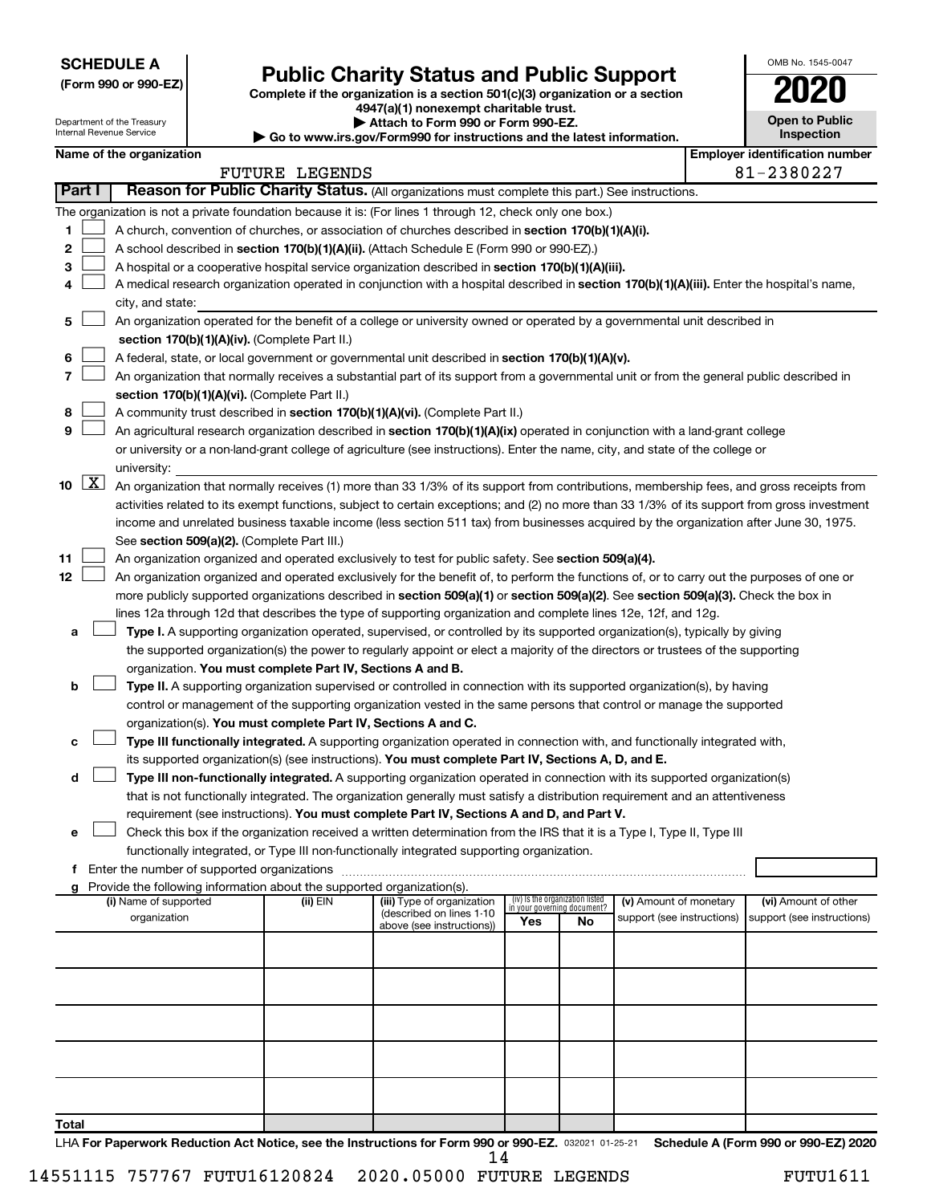**SCHEDULE A**
**(Form 990 or 990-EZ)**

Department of the Treasury
Internal Revenue Service

# Public Charity Status and Public Support

**Complete if the organization is a section 501(c)(3) organization or a section 4947(a)(1) nonexempt charitable trust.**
**▶ Attach to Form 990 or Form 990-EZ.**
**▶ Go to www.irs.gov/Form990 for instructions and the latest information.**

OMB No. 1545-0047
**2020**
**Open to Public Inspection**

**Name of the organization**: FUTURE LEGENDS
**Employer identification number**: 81-2380227

**Part I** **Reason for Public Charity Status.** (All organizations must complete this part.) See instructions.

The organization is not a private foundation because it is: (For lines 1 through 12, check only one box.)

1 ☐ A church, convention of churches, or association of churches described in **section 170(b)(1)(A)(i).**

2 ☐ A school described in **section 170(b)(1)(A)(ii).** (Attach Schedule E (Form 990 or 990-EZ).)

3 ☐ A hospital or a cooperative hospital service organization described in **section 170(b)(1)(A)(iii).**

4 ☐ A medical research organization operated in conjunction with a hospital described in **section 170(b)(1)(A)(iii).** Enter the hospital's name, city, and state:

5 ☐ An organization operated for the benefit of a college or university owned or operated by a governmental unit described in **section 170(b)(1)(A)(iv).** (Complete Part II.)

6 ☐ A federal, state, or local government or governmental unit described in **section 170(b)(1)(A)(v).**

7 ☐ An organization that normally receives a substantial part of its support from a governmental unit or from the general public described in **section 170(b)(1)(A)(vi).** (Complete Part II.)

8 ☐ A community trust described in **section 170(b)(1)(A)(vi).** (Complete Part II.)

9 ☐ An agricultural research organization described in **section 170(b)(1)(A)(ix)** operated in conjunction with a land-grant college or university or a non-land-grant college of agriculture (see instructions). Enter the name, city, and state of the college or university:

10 ☒ An organization that normally receives (1) more than 33 1/3% of its support from contributions, membership fees, and gross receipts from activities related to its exempt functions, subject to certain exceptions; and (2) no more than 33 1/3% of its support from gross investment income and unrelated business taxable income (less section 511 tax) from businesses acquired by the organization after June 30, 1975. See **section 509(a)(2).** (Complete Part III.)

11 ☐ An organization organized and operated exclusively to test for public safety. See **section 509(a)(4).**

12 ☐ An organization organized and operated exclusively for the benefit of, to perform the functions of, or to carry out the purposes of one or more publicly supported organizations described in **section 509(a)(1)** or **section 509(a)(2)**. See **section 509(a)(3).** Check the box in lines 12a through 12d that describes the type of supporting organization and complete lines 12e, 12f, and 12g.

a ☐ **Type I.** A supporting organization operated, supervised, or controlled by its supported organization(s), typically by giving the supported organization(s) the power to regularly appoint or elect a majority of the directors or trustees of the supporting organization. **You must complete Part IV, Sections A and B.**

b ☐ **Type II.** A supporting organization supervised or controlled in connection with its supported organization(s), by having control or management of the supporting organization vested in the same persons that control or manage the supported organization(s). **You must complete Part IV, Sections A and C.**

c ☐ **Type III functionally integrated.** A supporting organization operated in connection with, and functionally integrated with, its supported organization(s) (see instructions). **You must complete Part IV, Sections A, D, and E.**

d ☐ **Type III non-functionally integrated.** A supporting organization operated in connection with its supported organization(s) that is not functionally integrated. The organization generally must satisfy a distribution requirement and an attentiveness requirement (see instructions). **You must complete Part IV, Sections A and D, and Part V.**

e ☐ Check this box if the organization received a written determination from the IRS that it is a Type I, Type II, Type III functionally integrated, or Type III non-functionally integrated supporting organization.

f Enter the number of supported organizations

g Provide the following information about the supported organization(s).

| (i) Name of supported organization | (ii) EIN | (iii) Type of organization (described on lines 1-10 above (see instructions)) | (iv) Is the organization listed in your governing document? Yes | No | (v) Amount of monetary support (see instructions) | (vi) Amount of other support (see instructions) |
|---|---|---|---|---|---|---|
| | | | | | | |
| | | | | | | |
| | | | | | | |
| | | | | | | |
| | | | | | | |
| **Total** | | | | | | |

LHA **For Paperwork Reduction Act Notice, see the Instructions for Form 990 or 990-EZ.** 032021 01-25-21 **Schedule A (Form 990 or 990-EZ) 2020**

14551115 757767 FUTU16120824 2020.05000 FUTURE LEGENDS FUTU1611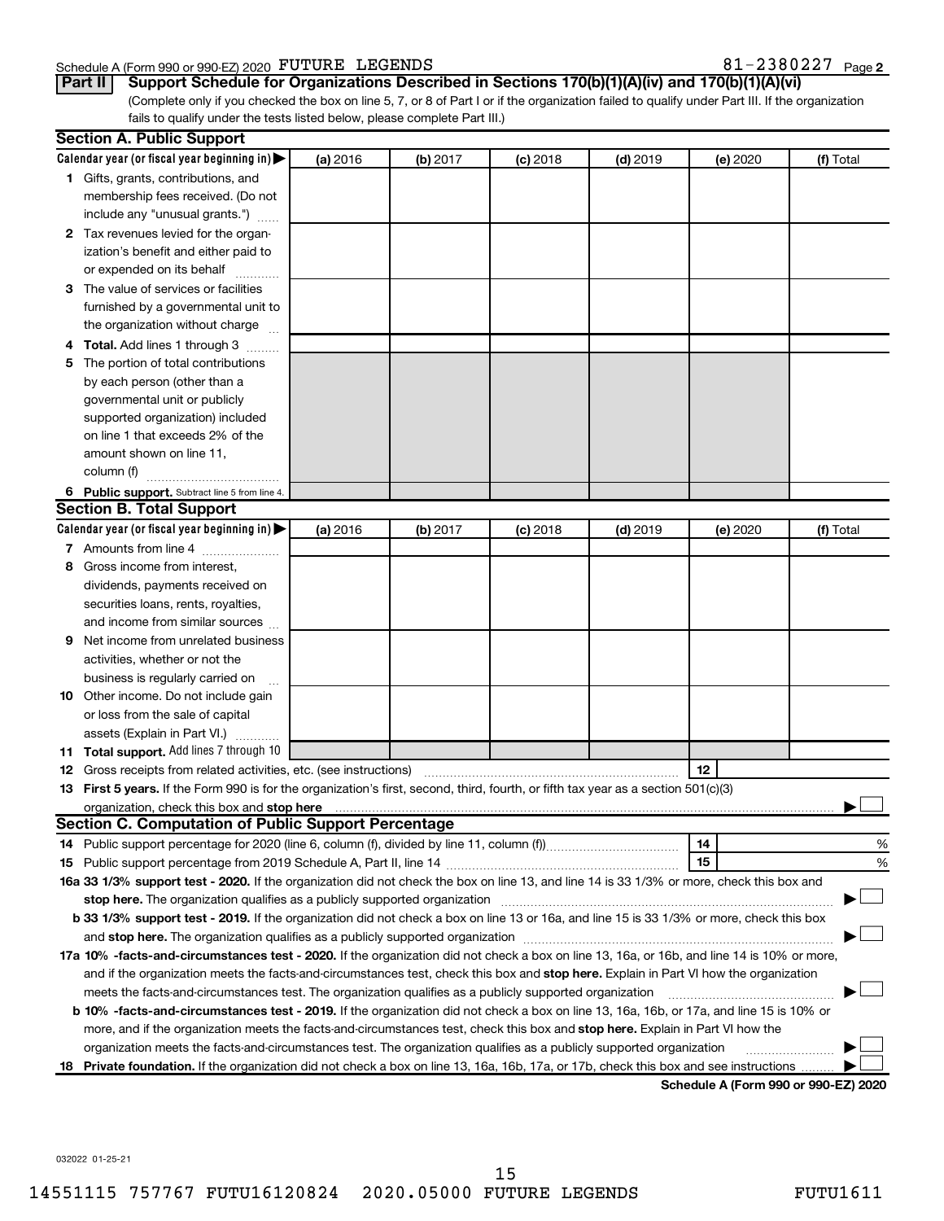Schedule A (Form 990 or 990-EZ) 2020 FUTURE LEGENDS 81-2380227 Page 2

**Part II** **Support Schedule for Organizations Described in Sections 170(b)(1)(A)(iv) and 170(b)(1)(A)(vi)**

(Complete only if you checked the box on line 5, 7, or 8 of Part I or if the organization failed to qualify under Part III. If the organization fails to qualify under the tests listed below, please complete Part III.)

## Section A. Public Support

| Calendar year (or fiscal year beginning in) ▶ | (a) 2016 | (b) 2017 | (c) 2018 | (d) 2019 | (e) 2020 | (f) Total |
|---|---|---|---|---|---|---|
| **1** Gifts, grants, contributions, and membership fees received. (Do not include any "unusual grants.") | | | | | | |
| **2** Tax revenues levied for the organization's benefit and either paid to or expended on its behalf | | | | | | |
| **3** The value of services or facilities furnished by a governmental unit to the organization without charge | | | | | | |
| **4** **Total.** Add lines 1 through 3 | | | | | | |
| **5** The portion of total contributions by each person (other than a governmental unit or publicly supported organization) included on line 1 that exceeds 2% of the amount shown on line 11, column (f) | | | | | | |
| **6** **Public support.** Subtract line 5 from line 4. | | | | | | |

## Section B. Total Support

| Calendar year (or fiscal year beginning in) ▶ | (a) 2016 | (b) 2017 | (c) 2018 | (d) 2019 | (e) 2020 | (f) Total |
|---|---|---|---|---|---|---|
| **7** Amounts from line 4 | | | | | | |
| **8** Gross income from interest, dividends, payments received on securities loans, rents, royalties, and income from similar sources | | | | | | |
| **9** Net income from unrelated business activities, whether or not the business is regularly carried on | | | | | | |
| **10** Other income. Do not include gain or loss from the sale of capital assets (Explain in Part VI.) | | | | | | |
| **11** **Total support.** Add lines 7 through 10 | | | | | | |

**12** Gross receipts from related activities, etc. (see instructions) **12**

**13** **First 5 years.** If the Form 990 is for the organization's first, second, third, fourth, or fifth tax year as a section 501(c)(3) organization, check this box and **stop here** ▶ ☐

## Section C. Computation of Public Support Percentage

**14** Public support percentage for 2020 (line 6, column (f), divided by line 11, column (f)) **14** %

**15** Public support percentage from 2019 Schedule A, Part II, line 14 **15** %

**16a 33 1/3% support test - 2020.** If the organization did not check the box on line 13, and line 14 is 33 1/3% or more, check this box and **stop here.** The organization qualifies as a publicly supported organization ▶ ☐

**b 33 1/3% support test - 2019.** If the organization did not check a box on line 13 or 16a, and line 15 is 33 1/3% or more, check this box and **stop here.** The organization qualifies as a publicly supported organization ▶ ☐

**17a 10% -facts-and-circumstances test - 2020.** If the organization did not check a box on line 13, 16a, or 16b, and line 14 is 10% or more, and if the organization meets the facts-and-circumstances test, check this box and **stop here.** Explain in Part VI how the organization meets the facts-and-circumstances test. The organization qualifies as a publicly supported organization ▶ ☐

**b 10% -facts-and-circumstances test - 2019.** If the organization did not check a box on line 13, 16a, 16b, or 17a, and line 15 is 10% or more, and if the organization meets the facts-and-circumstances test, check this box and **stop here.** Explain in Part VI how the organization meets the facts-and-circumstances test. The organization qualifies as a publicly supported organization ▶ ☐

**18** **Private foundation.** If the organization did not check a box on line 13, 16a, 16b, 17a, or 17b, check this box and see instructions ▶ ☐

**Schedule A (Form 990 or 990-EZ) 2020**

032022 01-25-21

14551115 757767 FUTU16120824 2020.05000 FUTURE LEGENDS FUTU1611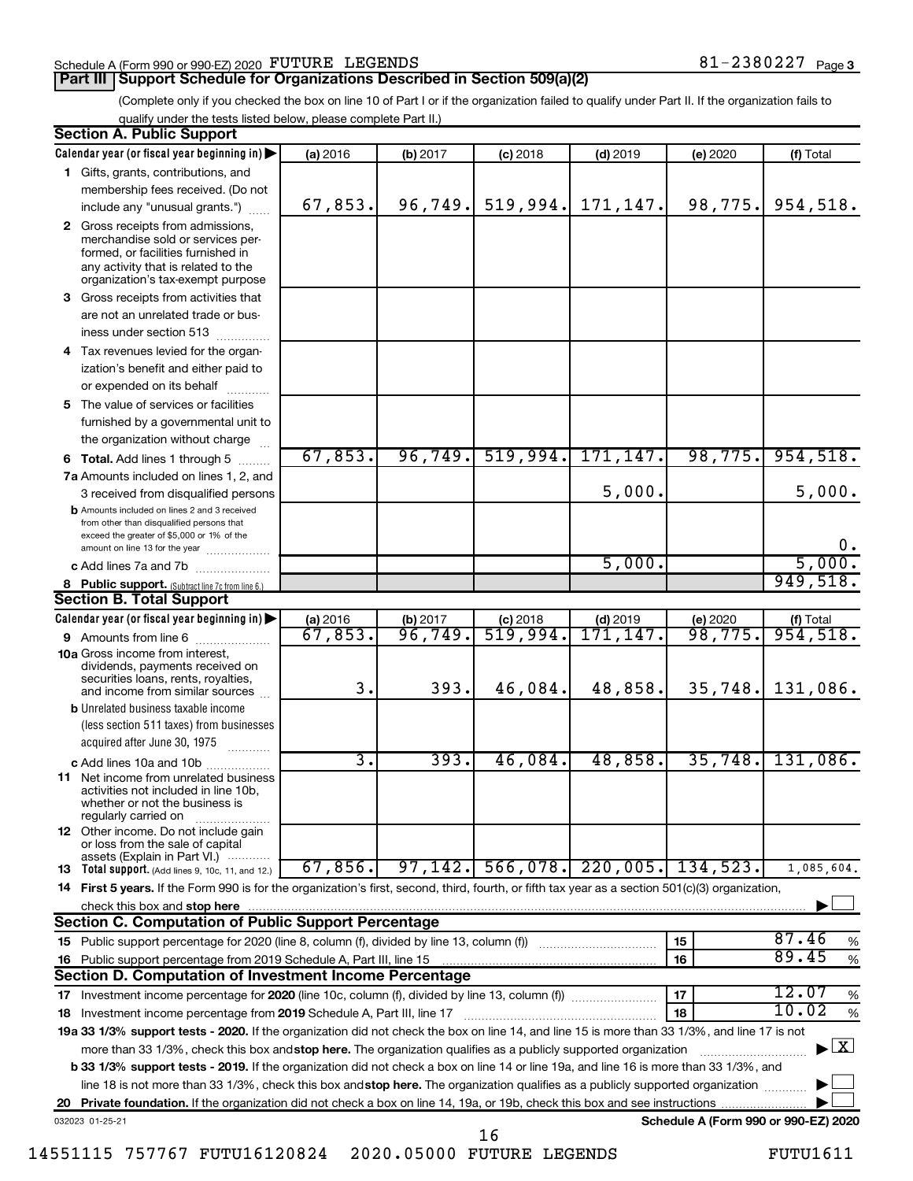Schedule A (Form 990 or 990-EZ) 2020 FUTURE LEGENDS 81-2380227 Page 3

## Part III Support Schedule for Organizations Described in Section 509(a)(2)

(Complete only if you checked the box on line 10 of Part I or if the organization failed to qualify under Part II. If the organization fails to qualify under the tests listed below, please complete Part II.)

### Section A. Public Support

| Calendar year (or fiscal year beginning in) | (a) 2016 | (b) 2017 | (c) 2018 | (d) 2019 | (e) 2020 | (f) Total |
|---|---|---|---|---|---|---|
| 1 Gifts, grants, contributions, and membership fees received. (Do not include any "unusual grants.") | 67,853. | 96,749. | 519,994. | 171,147. | 98,775. | 954,518. |
| 2 Gross receipts from admissions, merchandise sold or services performed, or facilities furnished in any activity that is related to the organization's tax-exempt purpose | | | | | | |
| 3 Gross receipts from activities that are not an unrelated trade or business under section 513 | | | | | | |
| 4 Tax revenues levied for the organization's benefit and either paid to or expended on its behalf | | | | | | |
| 5 The value of services or facilities furnished by a governmental unit to the organization without charge | | | | | | |
| 6 Total. Add lines 1 through 5 | 67,853. | 96,749. | 519,994. | 171,147. | 98,775. | 954,518. |
| 7a Amounts included on lines 1, 2, and 3 received from disqualified persons | | | | 5,000. | | 5,000. |
| b Amounts included on lines 2 and 3 received from other than disqualified persons that exceed the greater of $5,000 or 1% of the amount on line 13 for the year | | | | | | 0. |
| c Add lines 7a and 7b | | | | 5,000. | | 5,000. |
| 8 Public support. (Subtract line 7c from line 6.) | | | | | | 949,518. |

### Section B. Total Support

| Calendar year (or fiscal year beginning in) | (a) 2016 | (b) 2017 | (c) 2018 | (d) 2019 | (e) 2020 | (f) Total |
|---|---|---|---|---|---|---|
| 9 Amounts from line 6 | 67,853. | 96,749. | 519,994. | 171,147. | 98,775. | 954,518. |
| 10a Gross income from interest, dividends, payments received on securities loans, rents, royalties, and income from similar sources | 3. | 393. | 46,084. | 48,858. | 35,748. | 131,086. |
| b Unrelated business taxable income (less section 511 taxes) from businesses acquired after June 30, 1975 | | | | | | |
| c Add lines 10a and 10b | 3. | 393. | 46,084. | 48,858. | 35,748. | 131,086. |
| 11 Net income from unrelated business activities not included in line 10b, whether or not the business is regularly carried on | | | | | | |
| 12 Other income. Do not include gain or loss from the sale of capital assets (Explain in Part VI.) | | | | | | |
| 13 Total support. (Add lines 9, 10c, 11, and 12.) | 67,856. | 97,142. | 566,078. | 220,005. | 134,523. | 1,085,604. |

14 First 5 years. If the Form 990 is for the organization's first, second, third, fourth, or fifth tax year as a section 501(c)(3) organization, check this box and stop here ☐

### Section C. Computation of Public Support Percentage

| | | |
|---|---|---|
| 15 Public support percentage for 2020 (line 8, column (f), divided by line 13, column (f)) | 15 | 87.46 % |
| 16 Public support percentage from 2019 Schedule A, Part III, line 15 | 16 | 89.45 % |

### Section D. Computation of Investment Income Percentage

| | | |
|---|---|---|
| 17 Investment income percentage for 2020 (line 10c, column (f), divided by line 13, column (f)) | 17 | 12.07 % |
| 18 Investment income percentage from 2019 Schedule A, Part III, line 17 | 18 | 10.02 % |

19a 33 1/3% support tests - 2020. If the organization did not check the box on line 14, and line 15 is more than 33 1/3%, and line 17 is not more than 33 1/3%, check this box and stop here. The organization qualifies as a publicly supported organization ☒

b 33 1/3% support tests - 2019. If the organization did not check a box on line 14 or line 19a, and line 16 is more than 33 1/3%, and line 18 is not more than 33 1/3%, check this box and stop here. The organization qualifies as a publicly supported organization ☐

20 Private foundation. If the organization did not check a box on line 14, 19a, or 19b, check this box and see instructions ☐

032023 01-25-21 Schedule A (Form 990 or 990-EZ) 2020

14551115 757767 FUTU16120824 2020.05000 FUTURE LEGENDS FUTU1611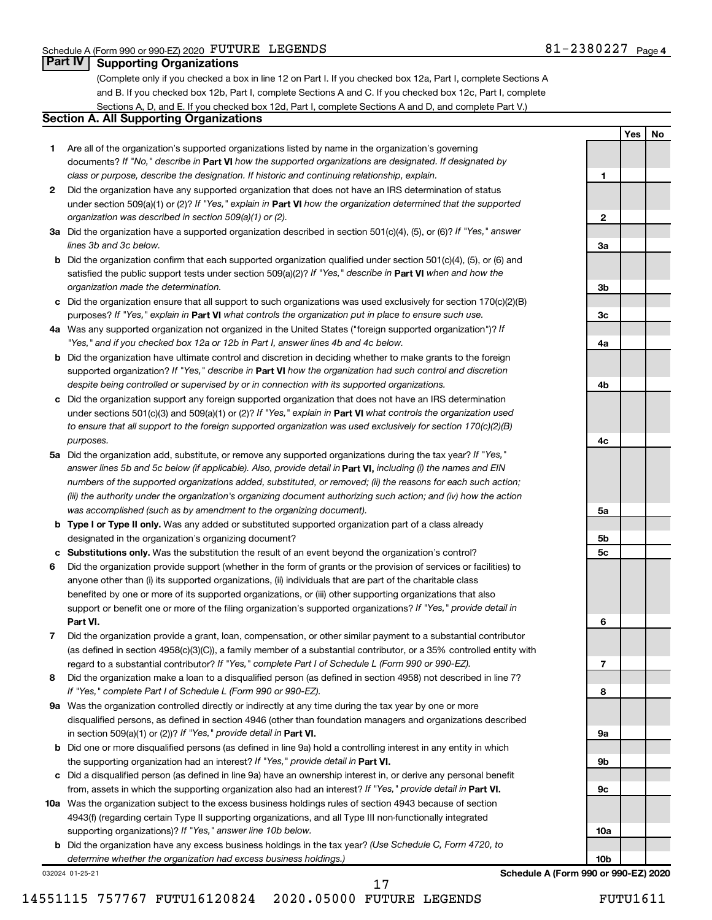Schedule A (Form 990 or 990-EZ) 2020 FUTURE LEGENDS 81-2380227 Page 4

## Part IV Supporting Organizations

(Complete only if you checked a box in line 12 on Part I. If you checked box 12a, Part I, complete Sections A and B. If you checked box 12b, Part I, complete Sections A and C. If you checked box 12c, Part I, complete Sections A, D, and E. If you checked box 12d, Part I, complete Sections A and D, and complete Part V.)

### Section A. All Supporting Organizations

| | | | Yes | No |
|---|---|---|---|---|
| **1** | Are all of the organization's supported organizations listed by name in the organization's governing documents? *If "No," describe in* **Part VI** *how the supported organizations are designated. If designated by class or purpose, describe the designation. If historic and continuing relationship, explain.* | 1 | | |
| **2** | Did the organization have any supported organization that does not have an IRS determination of status under section 509(a)(1) or (2)? *If "Yes," explain in* **Part VI** *how the organization determined that the supported organization was described in section 509(a)(1) or (2).* | 2 | | |
| **3a** | Did the organization have a supported organization described in section 501(c)(4), (5), or (6)? *If "Yes," answer lines 3b and 3c below.* | 3a | | |
| **b** | Did the organization confirm that each supported organization qualified under section 501(c)(4), (5), or (6) and satisfied the public support tests under section 509(a)(2)? *If "Yes," describe in* **Part VI** *when and how the organization made the determination.* | 3b | | |
| **c** | Did the organization ensure that all support to such organizations was used exclusively for section 170(c)(2)(B) purposes? *If "Yes," explain in* **Part VI** *what controls the organization put in place to ensure such use.* | 3c | | |
| **4a** | Was any supported organization not organized in the United States ("foreign supported organization")? *If "Yes," and if you checked box 12a or 12b in Part I, answer lines 4b and 4c below.* | 4a | | |
| **b** | Did the organization have ultimate control and discretion in deciding whether to make grants to the foreign supported organization? *If "Yes," describe in* **Part VI** *how the organization had such control and discretion despite being controlled or supervised by or in connection with its supported organizations.* | 4b | | |
| **c** | Did the organization support any foreign supported organization that does not have an IRS determination under sections 501(c)(3) and 509(a)(1) or (2)? *If "Yes," explain in* **Part VI** *what controls the organization used to ensure that all support to the foreign supported organization was used exclusively for section 170(c)(2)(B) purposes.* | 4c | | |
| **5a** | Did the organization add, substitute, or remove any supported organizations during the tax year? *If "Yes," answer lines 5b and 5c below (if applicable). Also, provide detail in* **Part VI,** *including (i) the names and EIN numbers of the supported organizations added, substituted, or removed; (ii) the reasons for each such action; (iii) the authority under the organization's organizing document authorizing such action; and (iv) how the action was accomplished (such as by amendment to the organizing document).* | 5a | | |
| **b** | **Type I or Type II only.** Was any added or substituted supported organization part of a class already designated in the organization's organizing document? | 5b | | |
| **c** | **Substitutions only.** Was the substitution the result of an event beyond the organization's control? | 5c | | |
| **6** | Did the organization provide support (whether in the form of grants or the provision of services or facilities) to anyone other than (i) its supported organizations, (ii) individuals that are part of the charitable class benefited by one or more of its supported organizations, or (iii) other supporting organizations that also support or benefit one or more of the filing organization's supported organizations? *If "Yes," provide detail in* **Part VI.** | 6 | | |
| **7** | Did the organization provide a grant, loan, compensation, or other similar payment to a substantial contributor (as defined in section 4958(c)(3)(C)), a family member of a substantial contributor, or a 35% controlled entity with regard to a substantial contributor? *If "Yes," complete Part I of Schedule L (Form 990 or 990-EZ).* | 7 | | |
| **8** | Did the organization make a loan to a disqualified person (as defined in section 4958) not described in line 7? *If "Yes," complete Part I of Schedule L (Form 990 or 990-EZ).* | 8 | | |
| **9a** | Was the organization controlled directly or indirectly at any time during the tax year by one or more disqualified persons, as defined in section 4946 (other than foundation managers and organizations described in section 509(a)(1) or (2))? *If "Yes," provide detail in* **Part VI.** | 9a | | |
| **b** | Did one or more disqualified persons (as defined in line 9a) hold a controlling interest in any entity in which the supporting organization had an interest? *If "Yes," provide detail in* **Part VI.** | 9b | | |
| **c** | Did a disqualified person (as defined in line 9a) have an ownership interest in, or derive any personal benefit from, assets in which the supporting organization also had an interest? *If "Yes," provide detail in* **Part VI.** | 9c | | |
| **10a** | Was the organization subject to the excess business holdings rules of section 4943 because of section 4943(f) (regarding certain Type II supporting organizations, and all Type III non-functionally integrated supporting organizations)? *If "Yes," answer line 10b below.* | 10a | | |
| **b** | Did the organization have any excess business holdings in the tax year? *(Use Schedule C, Form 4720, to determine whether the organization had excess business holdings.)* | 10b | | |

032024 01-25-21

**Schedule A (Form 990 or 990-EZ) 2020**

14551115 757767 FUTU16120824 2020.05000 FUTURE LEGENDS FUTU1611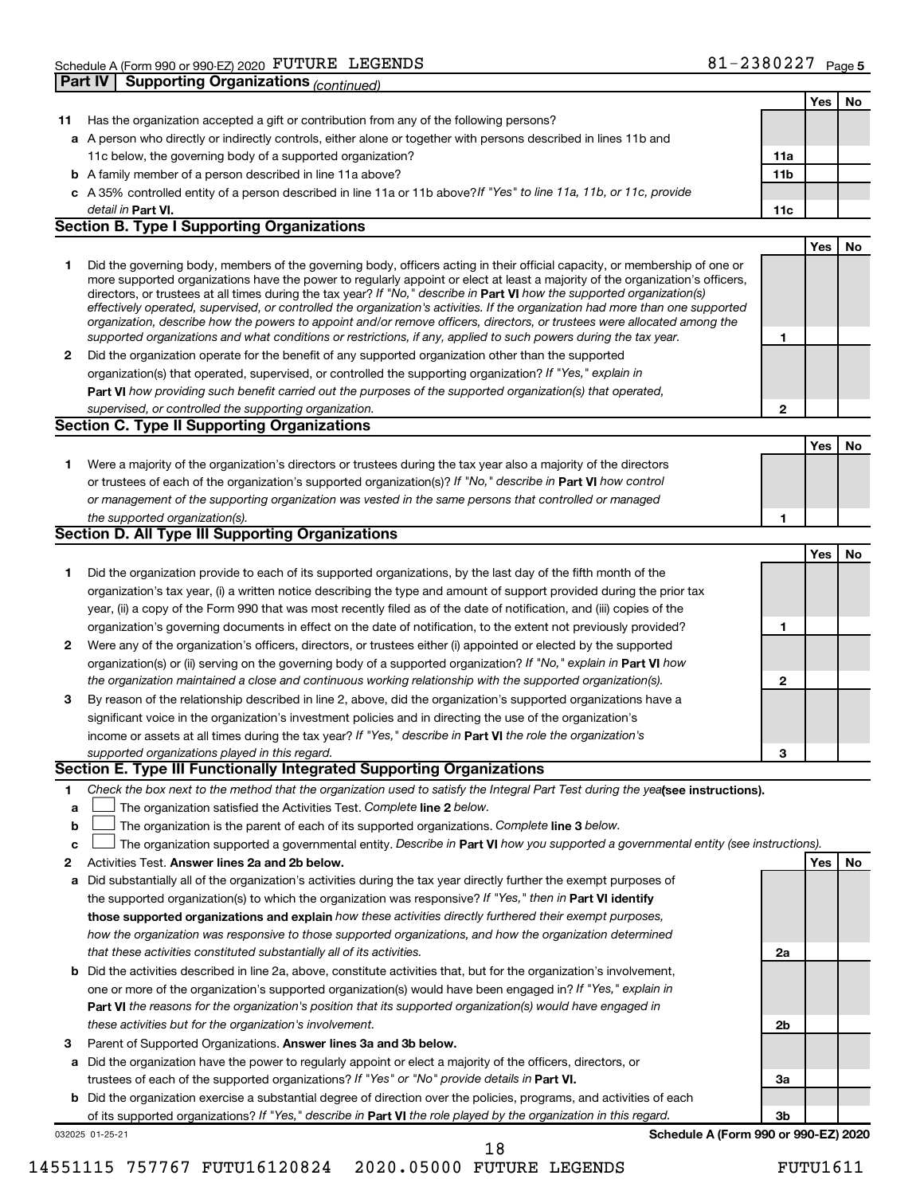Schedule A (Form 990 or 990-EZ) 2020 FUTURE LEGENDS 81-2380227 Page 5

**Part IV | Supporting Organizations** *(continued)*

| | | | Yes | No |
|---|---|---|---|---|
| **11** | Has the organization accepted a gift or contribution from any of the following persons? | | | |
| **a** | A person who directly or indirectly controls, either alone or together with persons described in lines 11b and 11c below, the governing body of a supported organization? | **11a** | | |
| **b** | A family member of a person described in line 11a above? | **11b** | | |
| **c** | A 35% controlled entity of a person described in line 11a or 11b above? *If "Yes" to line 11a, 11b, or 11c, provide detail in* **Part VI.** | **11c** | | |

**Section B. Type I Supporting Organizations**

| | | | Yes | No |
|---|---|---|---|---|
| **1** | Did the governing body, members of the governing body, officers acting in their official capacity, or membership of one or more supported organizations have the power to regularly appoint or elect at least a majority of the organization's officers, directors, or trustees at all times during the tax year? *If "No," describe in* **Part VI** *how the supported organization(s) effectively operated, supervised, or controlled the organization's activities. If the organization had more than one supported organization, describe how the powers to appoint and/or remove officers, directors, or trustees were allocated among the supported organizations and what conditions or restrictions, if any, applied to such powers during the tax year.* | **1** | | |
| **2** | Did the organization operate for the benefit of any supported organization other than the supported organization(s) that operated, supervised, or controlled the supporting organization? *If "Yes," explain in* **Part VI** *how providing such benefit carried out the purposes of the supported organization(s) that operated, supervised, or controlled the supporting organization.* | **2** | | |

**Section C. Type II Supporting Organizations**

| | | | Yes | No |
|---|---|---|---|---|
| **1** | Were a majority of the organization's directors or trustees during the tax year also a majority of the directors or trustees of each of the organization's supported organization(s)? *If "No," describe in* **Part VI** *how control or management of the supporting organization was vested in the same persons that controlled or managed the supported organization(s).* | **1** | | |

**Section D. All Type III Supporting Organizations**

| | | | Yes | No |
|---|---|---|---|---|
| **1** | Did the organization provide to each of its supported organizations, by the last day of the fifth month of the organization's tax year, (i) a written notice describing the type and amount of support provided during the prior tax year, (ii) a copy of the Form 990 that was most recently filed as of the date of notification, and (iii) copies of the organization's governing documents in effect on the date of notification, to the extent not previously provided? | **1** | | |
| **2** | Were any of the organization's officers, directors, or trustees either (i) appointed or elected by the supported organization(s) or (ii) serving on the governing body of a supported organization? *If "No," explain in* **Part VI** *how the organization maintained a close and continuous working relationship with the supported organization(s).* | **2** | | |
| **3** | By reason of the relationship described in line 2, above, did the organization's supported organizations have a significant voice in the organization's investment policies and in directing the use of the organization's income or assets at all times during the tax year? *If "Yes," describe in* **Part VI** *the role the organization's supported organizations played in this regard.* | **3** | | |

**Section E. Type III Functionally Integrated Supporting Organizations**

**1** *Check the box next to the method that the organization used to satisfy the Integral Part Test during the year* **(see instructions).**

- **a** ☐ The organization satisfied the Activities Test. *Complete* **line 2** *below.*
- **b** ☐ The organization is the parent of each of its supported organizations. *Complete* **line 3** *below.*
- **c** ☐ The organization supported a governmental entity. *Describe in* **Part VI** *how you supported a governmental entity (see instructions).*

| | | | Yes | No |
|---|---|---|---|---|
| **2** | Activities Test. **Answer lines 2a and 2b below.** | | | |
| **a** | Did substantially all of the organization's activities during the tax year directly further the exempt purposes of the supported organization(s) to which the organization was responsive? *If "Yes," then in* **Part VI identify those supported organizations and explain** *how these activities directly furthered their exempt purposes, how the organization was responsive to those supported organizations, and how the organization determined that these activities constituted substantially all of its activities.* | **2a** | | |
| **b** | Did the activities described in line 2a, above, constitute activities that, but for the organization's involvement, one or more of the organization's supported organization(s) would have been engaged in? *If "Yes," explain in* **Part VI** *the reasons for the organization's position that its supported organization(s) would have engaged in these activities but for the organization's involvement.* | **2b** | | |
| **3** | Parent of Supported Organizations. **Answer lines 3a and 3b below.** | | | |
| **a** | Did the organization have the power to regularly appoint or elect a majority of the officers, directors, or trustees of each of the supported organizations? *If "Yes" or "No" provide details in* **Part VI.** | **3a** | | |
| **b** | Did the organization exercise a substantial degree of direction over the policies, programs, and activities of each of its supported organizations? *If "Yes," describe in* **Part VI** *the role played by the organization in this regard.* | **3b** | | |

032025 01-25-21 **Schedule A (Form 990 or 990-EZ) 2020**

14551115 757767 FUTU16120824 2020.05000 FUTURE LEGENDS FUTU1611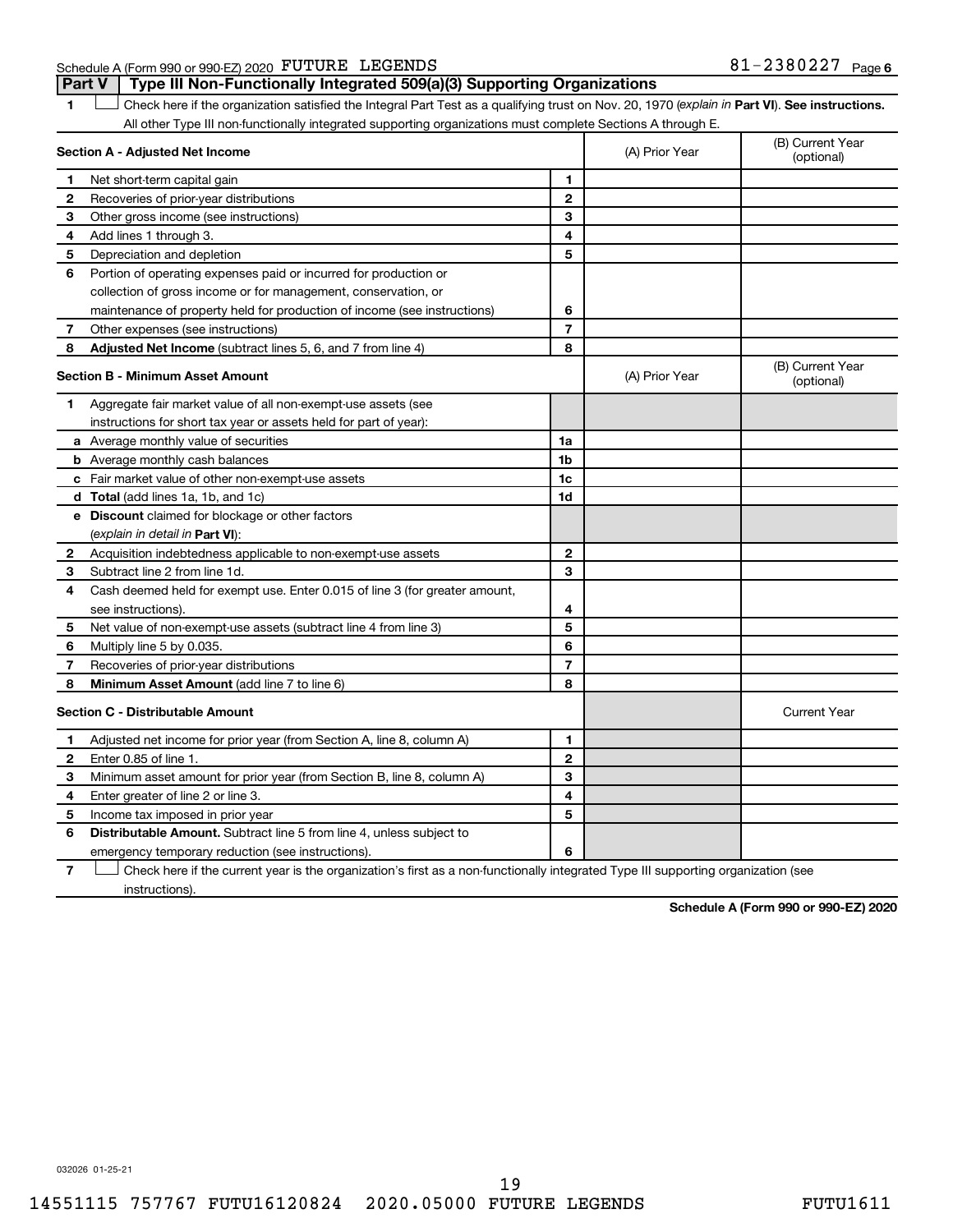Schedule A (Form 990 or 990-EZ) 2020 FUTURE LEGENDS 81-2380227 Page 6

**Part V | Type III Non-Functionally Integrated 509(a)(3) Supporting Organizations**

1 ☐ Check here if the organization satisfied the Integral Part Test as a qualifying trust on Nov. 20, 1970 (*explain in* **Part VI**). **See instructions.** All other Type III non-functionally integrated supporting organizations must complete Sections A through E.

| **Section A - Adjusted Net Income** | | | (A) Prior Year | (B) Current Year (optional) |
|---|---|---|---|---|
| 1 | Net short-term capital gain | 1 | | |
| 2 | Recoveries of prior-year distributions | 2 | | |
| 3 | Other gross income (see instructions) | 3 | | |
| 4 | Add lines 1 through 3. | 4 | | |
| 5 | Depreciation and depletion | 5 | | |
| 6 | Portion of operating expenses paid or incurred for production or collection of gross income or for management, conservation, or maintenance of property held for production of income (see instructions) | 6 | | |
| 7 | Other expenses (see instructions) | 7 | | |
| 8 | **Adjusted Net Income** (subtract lines 5, 6, and 7 from line 4) | 8 | | |

| **Section B - Minimum Asset Amount** | | | (A) Prior Year | (B) Current Year (optional) |
|---|---|---|---|---|
| 1 | Aggregate fair market value of all non-exempt-use assets (see instructions for short tax year or assets held for part of year): | | | |
| a | Average monthly value of securities | 1a | | |
| b | Average monthly cash balances | 1b | | |
| c | Fair market value of other non-exempt-use assets | 1c | | |
| d | **Total** (add lines 1a, 1b, and 1c) | 1d | | |
| e | **Discount** claimed for blockage or other factors (*explain in detail in* **Part VI**): | | | |
| 2 | Acquisition indebtedness applicable to non-exempt-use assets | 2 | | |
| 3 | Subtract line 2 from line 1d. | 3 | | |
| 4 | Cash deemed held for exempt use. Enter 0.015 of line 3 (for greater amount, see instructions). | 4 | | |
| 5 | Net value of non-exempt-use assets (subtract line 4 from line 3) | 5 | | |
| 6 | Multiply line 5 by 0.035. | 6 | | |
| 7 | Recoveries of prior-year distributions | 7 | | |
| 8 | **Minimum Asset Amount** (add line 7 to line 6) | 8 | | |

| **Section C - Distributable Amount** | | | | Current Year |
|---|---|---|---|---|
| 1 | Adjusted net income for prior year (from Section A, line 8, column A) | 1 | | |
| 2 | Enter 0.85 of line 1. | 2 | | |
| 3 | Minimum asset amount for prior year (from Section B, line 8, column A) | 3 | | |
| 4 | Enter greater of line 2 or line 3. | 4 | | |
| 5 | Income tax imposed in prior year | 5 | | |
| 6 | **Distributable Amount.** Subtract line 5 from line 4, unless subject to emergency temporary reduction (see instructions). | 6 | | |

7 ☐ Check here if the current year is the organization's first as a non-functionally integrated Type III supporting organization (see instructions).

**Schedule A (Form 990 or 990-EZ) 2020**

032026 01-25-21

14551115 757767 FUTU16120824 2020.05000 FUTURE LEGENDS FUTU1611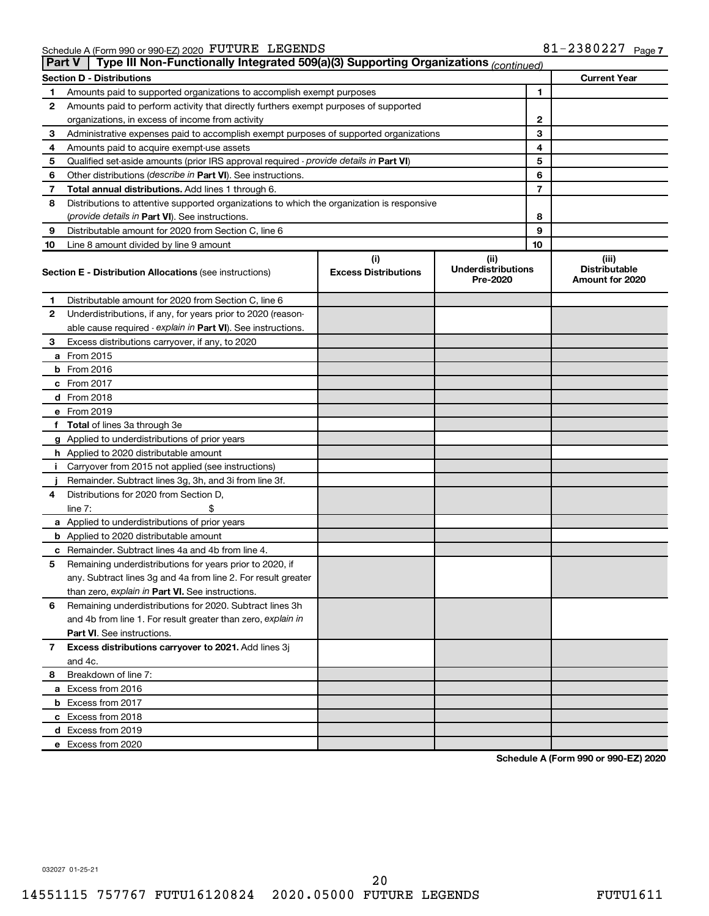Schedule A (Form 990 or 990-EZ) 2020 FUTURE LEGENDS 81-2380227 Page 7

## Part V | Type III Non-Functionally Integrated 509(a)(3) Supporting Organizations *(continued)*

| Section D - Distributions | | | Current Year |
|---|---|---|---|
| 1 | Amounts paid to supported organizations to accomplish exempt purposes | 1 | |
| 2 | Amounts paid to perform activity that directly furthers exempt purposes of supported organizations, in excess of income from activity | 2 | |
| 3 | Administrative expenses paid to accomplish exempt purposes of supported organizations | 3 | |
| 4 | Amounts paid to acquire exempt-use assets | 4 | |
| 5 | Qualified set-aside amounts (prior IRS approval required - *provide details in* **Part VI**) | 5 | |
| 6 | Other distributions (*describe in* **Part VI**). See instructions. | 6 | |
| 7 | **Total annual distributions.** Add lines 1 through 6. | 7 | |
| 8 | Distributions to attentive supported organizations to which the organization is responsive (*provide details in* **Part VI**). See instructions. | 8 | |
| 9 | Distributable amount for 2020 from Section C, line 6 | 9 | |
| 10 | Line 8 amount divided by line 9 amount | 10 | |

| | **Section E - Distribution Allocations** (see instructions) | (i) Excess Distributions | (ii) Underdistributions Pre-2020 | (iii) Distributable Amount for 2020 |
|---|---|---|---|---|
| 1 | Distributable amount for 2020 from Section C, line 6 | | | |
| 2 | Underdistributions, if any, for years prior to 2020 (reasonable cause required - *explain in* **Part VI**). See instructions. | | | |
| 3 | Excess distributions carryover, if any, to 2020 | | | |
| a | From 2015 | | | |
| b | From 2016 | | | |
| c | From 2017 | | | |
| d | From 2018 | | | |
| e | From 2019 | | | |
| f | **Total** of lines 3a through 3e | | | |
| g | Applied to underdistributions of prior years | | | |
| h | Applied to 2020 distributable amount | | | |
| i | Carryover from 2015 not applied (see instructions) | | | |
| j | Remainder. Subtract lines 3g, 3h, and 3i from line 3f. | | | |
| 4 | Distributions for 2020 from Section D, line 7: $ | | | |
| a | Applied to underdistributions of prior years | | | |
| b | Applied to 2020 distributable amount | | | |
| c | Remainder. Subtract lines 4a and 4b from line 4. | | | |
| 5 | Remaining underdistributions for years prior to 2020, if any. Subtract lines 3g and 4a from line 2. For result greater than zero, *explain in* **Part VI.** See instructions. | | | |
| 6 | Remaining underdistributions for 2020. Subtract lines 3h and 4b from line 1. For result greater than zero, *explain in* **Part VI**. See instructions. | | | |
| 7 | **Excess distributions carryover to 2021.** Add lines 3j and 4c. | | | |
| 8 | Breakdown of line 7: | | | |
| a | Excess from 2016 | | | |
| b | Excess from 2017 | | | |
| c | Excess from 2018 | | | |
| d | Excess from 2019 | | | |
| e | Excess from 2020 | | | |

**Schedule A (Form 990 or 990-EZ) 2020**

032027 01-25-21

14551115 757767 FUTU16120824 2020.05000 FUTURE LEGENDS FUTU1611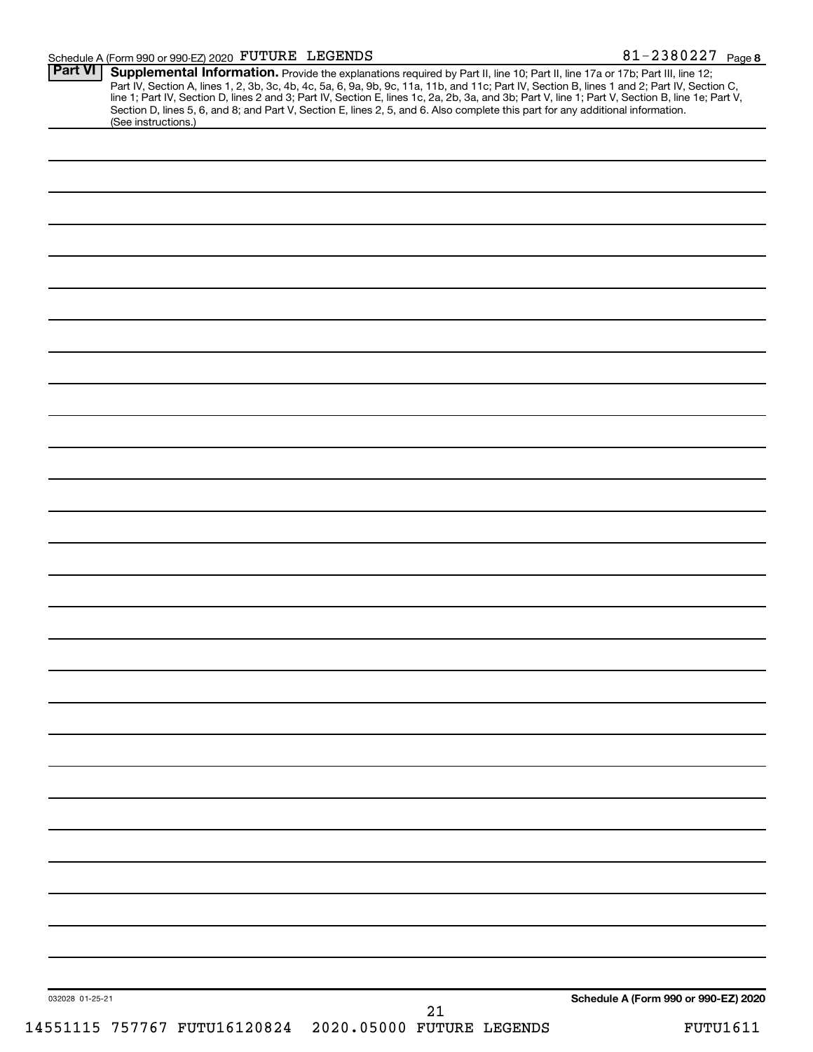Schedule A (Form 990 or 990-EZ) 2020 FUTURE LEGENDS 81-2380227 Page 8

**Part VI** **Supplemental Information.** Provide the explanations required by Part II, line 10; Part II, line 17a or 17b; Part III, line 12; Part IV, Section A, lines 1, 2, 3b, 3c, 4b, 4c, 5a, 6, 9a, 9b, 9c, 11a, 11b, and 11c; Part IV, Section B, lines 1 and 2; Part IV, Section C, line 1; Part IV, Section D, lines 2 and 3; Part IV, Section E, lines 1c, 2a, 2b, 3a, and 3b; Part V, line 1; Part V, Section B, line 1e; Part V, Section D, lines 5, 6, and 8; and Part V, Section E, lines 2, 5, and 6. Also complete this part for any additional information. (See instructions.)

032028 01-25-21

**Schedule A (Form 990 or 990-EZ) 2020**

14551115 757767 FUTU16120824 2020.05000 FUTURE LEGENDS FUTU1611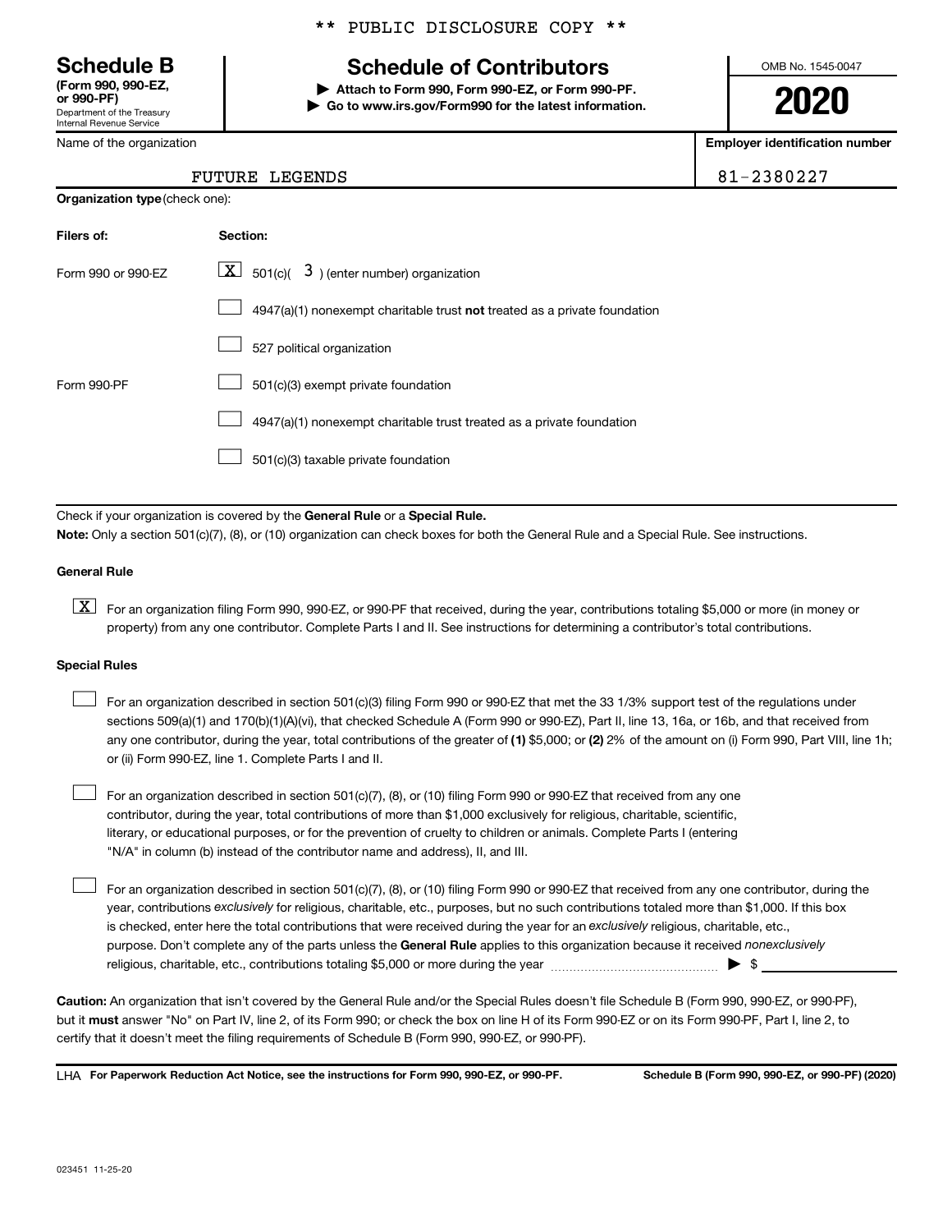\*\* PUBLIC DISCLOSURE COPY \*\*

**Schedule B**
**(Form 990, 990-EZ, or 990-PF)**
Department of the Treasury
Internal Revenue Service

# Schedule of Contributors

▶ **Attach to Form 990, Form 990-EZ, or Form 990-PF.**
▶ **Go to www.irs.gov/Form990 for the latest information.**

OMB No. 1545-0047

**2020**

| Name of the organization | Employer identification number |
|---|---|
| FUTURE LEGENDS | 81-2380227 |

**Organization type** (check one):

| Filers of: | Section: |
|---|---|
| Form 990 or 990-EZ | [X] 501(c)( 3 ) (enter number) organization |
| | [ ] 4947(a)(1) nonexempt charitable trust **not** treated as a private foundation |
| | [ ] 527 political organization |
| Form 990-PF | [ ] 501(c)(3) exempt private foundation |
| | [ ] 4947(a)(1) nonexempt charitable trust treated as a private foundation |
| | [ ] 501(c)(3) taxable private foundation |

Check if your organization is covered by the **General Rule** or a **Special Rule.**

**Note:** Only a section 501(c)(7), (8), or (10) organization can check boxes for both the General Rule and a Special Rule. See instructions.

**General Rule**

[X] For an organization filing Form 990, 990-EZ, or 990-PF that received, during the year, contributions totaling $5,000 or more (in money or property) from any one contributor. Complete Parts I and II. See instructions for determining a contributor's total contributions.

**Special Rules**

[ ] For an organization described in section 501(c)(3) filing Form 990 or 990-EZ that met the 33 1/3% support test of the regulations under sections 509(a)(1) and 170(b)(1)(A)(vi), that checked Schedule A (Form 990 or 990-EZ), Part II, line 13, 16a, or 16b, and that received from any one contributor, during the year, total contributions of the greater of **(1)** $5,000; or **(2)** 2% of the amount on (i) Form 990, Part VIII, line 1h; or (ii) Form 990-EZ, line 1. Complete Parts I and II.

[ ] For an organization described in section 501(c)(7), (8), or (10) filing Form 990 or 990-EZ that received from any one contributor, during the year, total contributions of more than $1,000 exclusively for religious, charitable, scientific, literary, or educational purposes, or for the prevention of cruelty to children or animals. Complete Parts I (entering "N/A" in column (b) instead of the contributor name and address), II, and III.

[ ] For an organization described in section 501(c)(7), (8), or (10) filing Form 990 or 990-EZ that received from any one contributor, during the year, contributions *exclusively* for religious, charitable, etc., purposes, but no such contributions totaled more than $1,000. If this box is checked, enter here the total contributions that were received during the year for an *exclusively* religious, charitable, etc., purpose. Don't complete any of the parts unless the **General Rule** applies to this organization because it received *nonexclusively* religious, charitable, etc., contributions totaling $5,000 or more during the year ▶ $ \_\_\_\_\_\_\_\_

**Caution:** An organization that isn't covered by the General Rule and/or the Special Rules doesn't file Schedule B (Form 990, 990-EZ, or 990-PF), but it **must** answer "No" on Part IV, line 2, of its Form 990; or check the box on line H of its Form 990-EZ or on its Form 990-PF, Part I, line 2, to certify that it doesn't meet the filing requirements of Schedule B (Form 990, 990-EZ, or 990-PF).

LHA **For Paperwork Reduction Act Notice, see the instructions for Form 990, 990-EZ, or 990-PF.** **Schedule B (Form 990, 990-EZ, or 990-PF) (2020)**

023451 11-25-20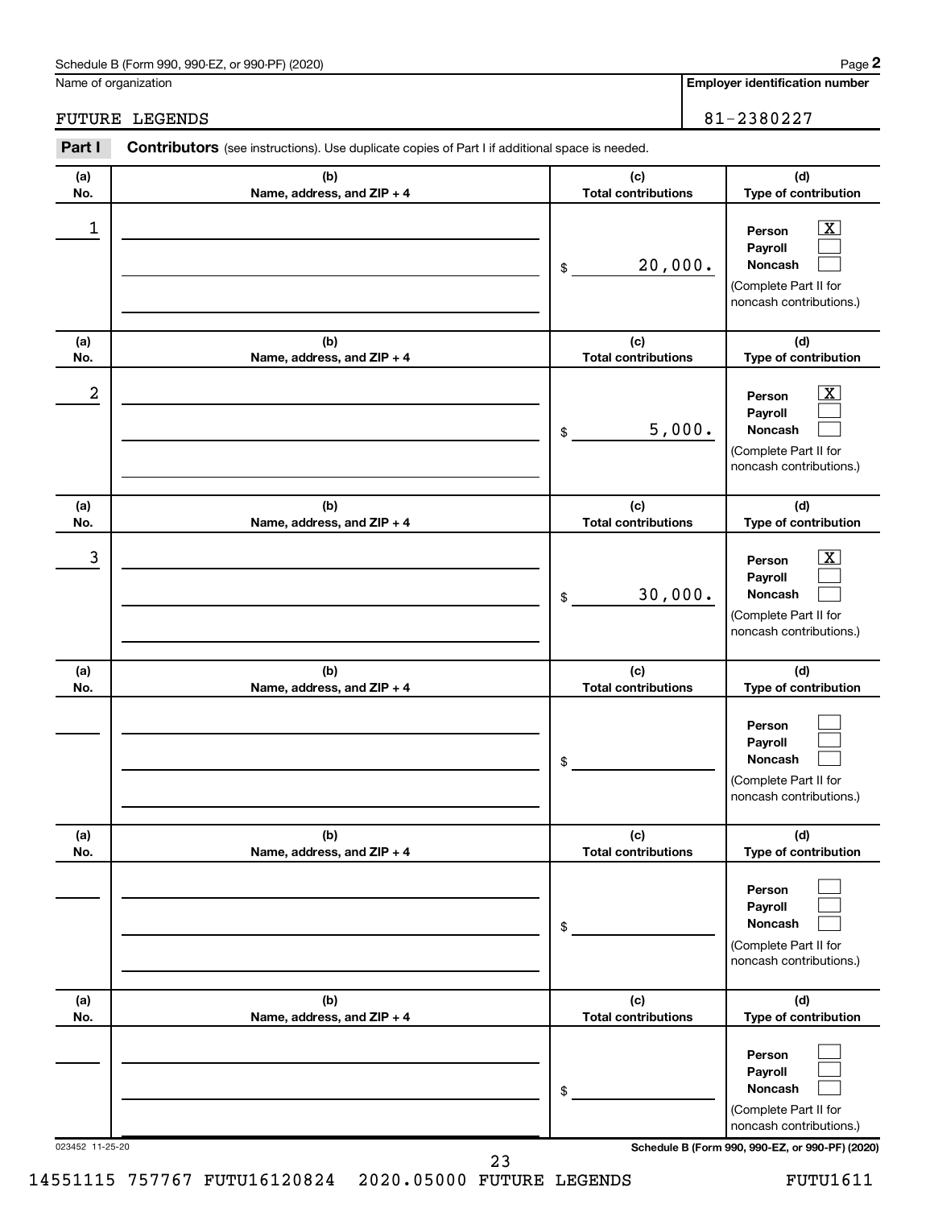Schedule B (Form 990, 990-EZ, or 990-PF) (2020)

Name of organization: FUTURE LEGENDS

Employer identification number: 81-2380227

**Part I** **Contributors** (see instructions). Use duplicate copies of Part I if additional space is needed.

| (a) No. | (b) Name, address, and ZIP + 4 | (c) Total contributions | (d) Type of contribution |
|---|---|---|---|
| 1 | | $ 20,000. | Person [X] Payroll [ ] Noncash [ ] (Complete Part II for noncash contributions.) |
| 2 | | $ 5,000. | Person [X] Payroll [ ] Noncash [ ] (Complete Part II for noncash contributions.) |
| 3 | | $ 30,000. | Person [X] Payroll [ ] Noncash [ ] (Complete Part II for noncash contributions.) |
| | | $ | Person [ ] Payroll [ ] Noncash [ ] (Complete Part II for noncash contributions.) |
| | | $ | Person [ ] Payroll [ ] Noncash [ ] (Complete Part II for noncash contributions.) |
| | | $ | Person [ ] Payroll [ ] Noncash [ ] (Complete Part II for noncash contributions.) |

023452 11-25-20

Schedule B (Form 990, 990-EZ, or 990-PF) (2020)

14551115 757767 FUTU16120824 2020.05000 FUTURE LEGENDS FUTU1611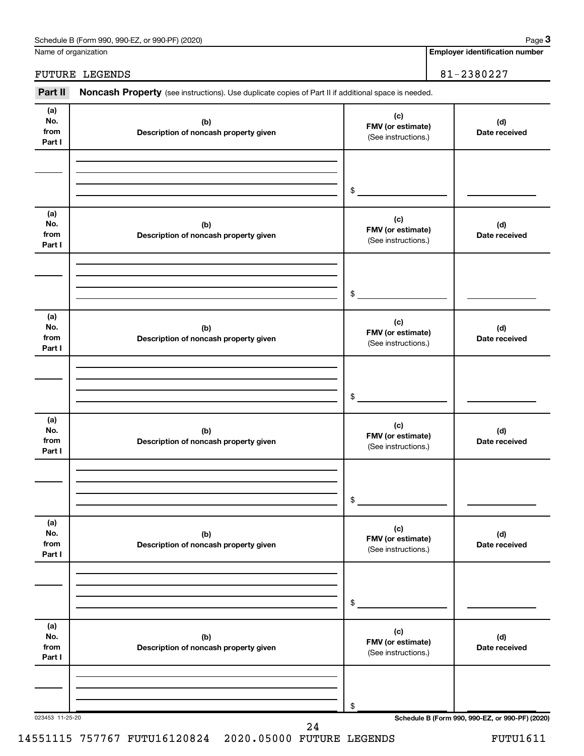Name of organization

FUTURE LEGENDS

**Employer identification number**

81-2380227

**Part II** **Noncash Property** (see instructions). Use duplicate copies of Part II if additional space is needed.

| (a) No. from Part I | (b) Description of noncash property given | (c) FMV (or estimate) (See instructions.) | (d) Date received |
|---|---|---|---|
| | | $ | |

| (a) No. from Part I | (b) Description of noncash property given | (c) FMV (or estimate) (See instructions.) | (d) Date received |
|---|---|---|---|
| | | $ | |

| (a) No. from Part I | (b) Description of noncash property given | (c) FMV (or estimate) (See instructions.) | (d) Date received |
|---|---|---|---|
| | | $ | |

| (a) No. from Part I | (b) Description of noncash property given | (c) FMV (or estimate) (See instructions.) | (d) Date received |
|---|---|---|---|
| | | $ | |

| (a) No. from Part I | (b) Description of noncash property given | (c) FMV (or estimate) (See instructions.) | (d) Date received |
|---|---|---|---|
| | | $ | |

| (a) No. from Part I | (b) Description of noncash property given | (c) FMV (or estimate) (See instructions.) | (d) Date received |
|---|---|---|---|
| | | $ | |

023453 11-25-20

14551115 757767 FUTU16120824 2020.05000 FUTURE LEGENDS FUTU1611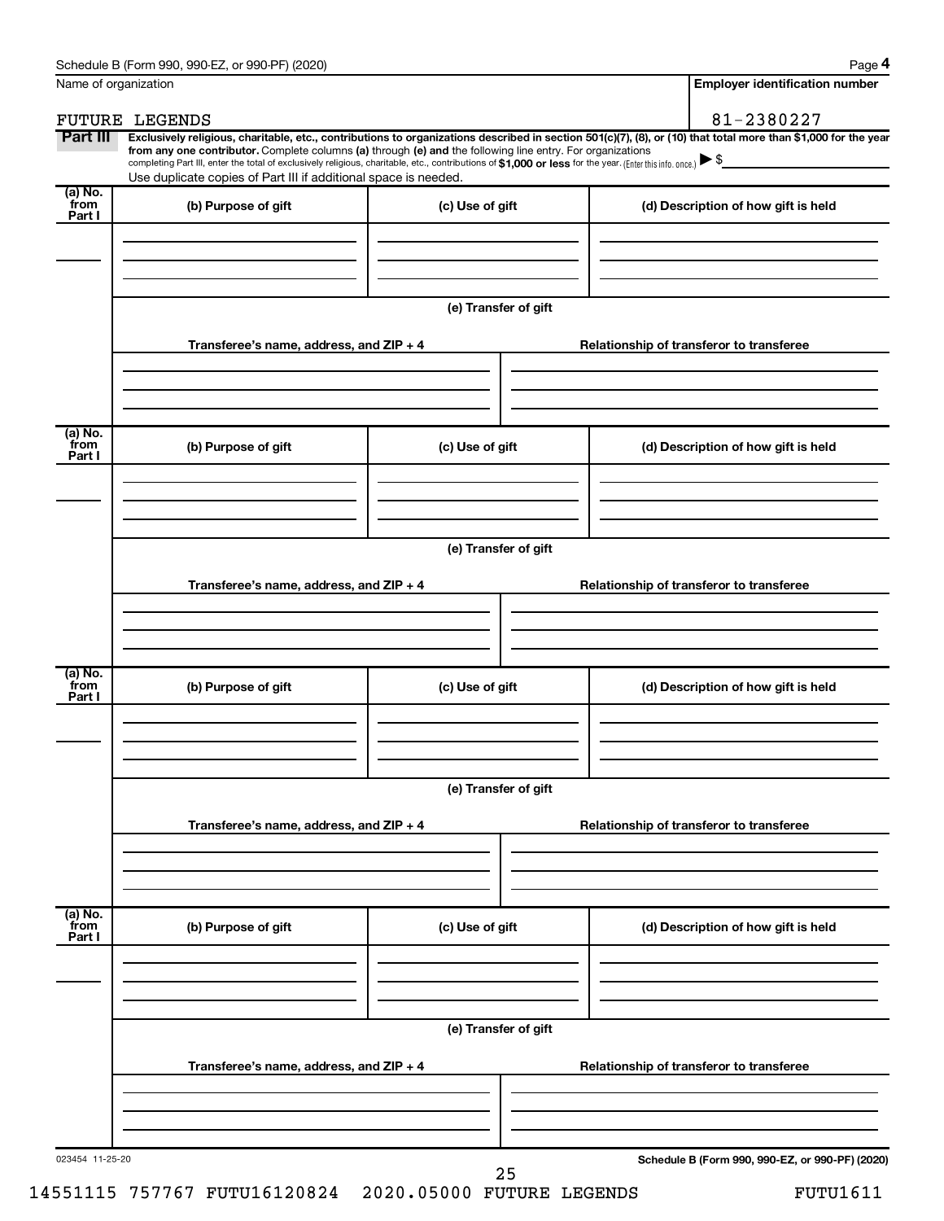Name of organization

FUTURE LEGENDS

**Employer identification number**

81-2380227

**Part III** **Exclusively religious, charitable, etc., contributions to organizations described in section 501(c)(7), (8), or (10) that total more than $1,000 for the year from any one contributor.** Complete columns **(a)** through **(e)** and the following line entry. For organizations completing Part III, enter the total of exclusively religious, charitable, etc., contributions of **$1,000 or less** for the year. (Enter this info. once.) ▶ $

Use duplicate copies of Part III if additional space is needed.

| (a) No. from Part I | (b) Purpose of gift | (c) Use of gift | (d) Description of how gift is held |
|---|---|---|---|
| | | | |

**(e) Transfer of gift**

| Transferee's name, address, and ZIP + 4 | Relationship of transferor to transferee |
|---|---|
| | |

| (a) No. from Part I | (b) Purpose of gift | (c) Use of gift | (d) Description of how gift is held |
|---|---|---|---|
| | | | |

**(e) Transfer of gift**

| Transferee's name, address, and ZIP + 4 | Relationship of transferor to transferee |
|---|---|
| | |

| (a) No. from Part I | (b) Purpose of gift | (c) Use of gift | (d) Description of how gift is held |
|---|---|---|---|
| | | | |

**(e) Transfer of gift**

| Transferee's name, address, and ZIP + 4 | Relationship of transferor to transferee |
|---|---|
| | |

| (a) No. from Part I | (b) Purpose of gift | (c) Use of gift | (d) Description of how gift is held |
|---|---|---|---|
| | | | |

**(e) Transfer of gift**

| Transferee's name, address, and ZIP + 4 | Relationship of transferor to transferee |
|---|---|
| | |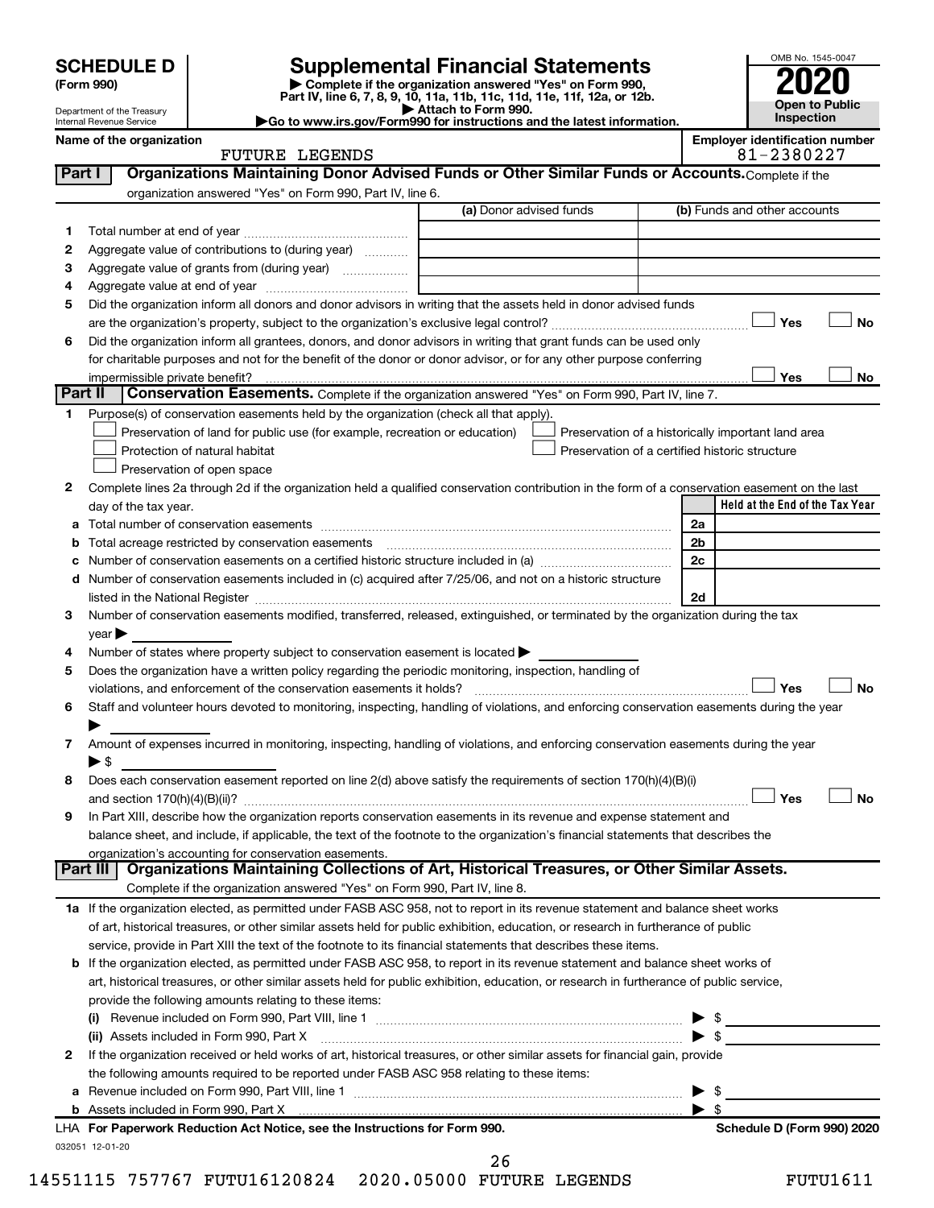# SCHEDULE D (Form 990)

Department of the Treasury
Internal Revenue Service

## Supplemental Financial Statements

▶ Complete if the organization answered "Yes" on Form 990, Part IV, line 6, 7, 8, 9, 10, 11a, 11b, 11c, 11d, 11e, 11f, 12a, or 12b.
▶ Attach to Form 990.
▶Go to www.irs.gov/Form990 for instructions and the latest information.

OMB No. 1545-0047
**2020**
**Open to Public Inspection**

**Name of the organization:** FUTURE LEGENDS
**Employer identification number:** 81-2380227

## Part I — Organizations Maintaining Donor Advised Funds or Other Similar Funds or Accounts.
Complete if the organization answered "Yes" on Form 990, Part IV, line 6.

| | | (a) Donor advised funds | (b) Funds and other accounts |
|---|---|---|---|
| 1 | Total number at end of year | | |
| 2 | Aggregate value of contributions to (during year) | | |
| 3 | Aggregate value of grants from (during year) | | |
| 4 | Aggregate value at end of year | | |

5 Did the organization inform all donors and donor advisors in writing that the assets held in donor advised funds are the organization's property, subject to the organization's exclusive legal control? ☐ Yes ☐ No

6 Did the organization inform all grantees, donors, and donor advisors in writing that grant funds can be used only for charitable purposes and not for the benefit of the donor or donor advisor, or for any other purpose conferring impermissible private benefit? ☐ Yes ☐ No

## Part II — Conservation Easements.
Complete if the organization answered "Yes" on Form 990, Part IV, line 7.

1 Purpose(s) of conservation easements held by the organization (check all that apply).

- ☐ Preservation of land for public use (for example, recreation or education)
- ☐ Protection of natural habitat
- ☐ Preservation of open space
- ☐ Preservation of a historically important land area
- ☐ Preservation of a certified historic structure

2 Complete lines 2a through 2d if the organization held a qualified conservation contribution in the form of a conservation easement on the last day of the tax year.

| | | | Held at the End of the Tax Year |
|---|---|---|---|
| a | Total number of conservation easements | 2a | |
| b | Total acreage restricted by conservation easements | 2b | |
| c | Number of conservation easements on a certified historic structure included in (a) | 2c | |
| d | Number of conservation easements included in (c) acquired after 7/25/06, and not on a historic structure listed in the National Register | 2d | |

3 Number of conservation easements modified, transferred, released, extinguished, or terminated by the organization during the tax year ▶

4 Number of states where property subject to conservation easement is located ▶

5 Does the organization have a written policy regarding the periodic monitoring, inspection, handling of violations, and enforcement of the conservation easements it holds? ☐ Yes ☐ No

6 Staff and volunteer hours devoted to monitoring, inspecting, handling of violations, and enforcing conservation easements during the year ▶

7 Amount of expenses incurred in monitoring, inspecting, handling of violations, and enforcing conservation easements during the year ▶ $

8 Does each conservation easement reported on line 2(d) above satisfy the requirements of section 170(h)(4)(B)(i) and section 170(h)(4)(B)(ii)? ☐ Yes ☐ No

9 In Part XIII, describe how the organization reports conservation easements in its revenue and expense statement and balance sheet, and include, if applicable, the text of the footnote to the organization's financial statements that describes the organization's accounting for conservation easements.

## Part III — Organizations Maintaining Collections of Art, Historical Treasures, or Other Similar Assets.
Complete if the organization answered "Yes" on Form 990, Part IV, line 8.

1a If the organization elected, as permitted under FASB ASC 958, not to report in its revenue statement and balance sheet works of art, historical treasures, or other similar assets held for public exhibition, education, or research in furtherance of public service, provide in Part XIII the text of the footnote to its financial statements that describes these items.

b If the organization elected, as permitted under FASB ASC 958, to report in its revenue statement and balance sheet works of art, historical treasures, or other similar assets held for public exhibition, education, or research in furtherance of public service, provide the following amounts relating to these items:

(i) Revenue included on Form 990, Part VIII, line 1 ▶ $

(ii) Assets included in Form 990, Part X ▶ $

2 If the organization received or held works of art, historical treasures, or other similar assets for financial gain, provide the following amounts required to be reported under FASB ASC 958 relating to these items:

a Revenue included on Form 990, Part VIII, line 1 ▶ $

b Assets included in Form 990, Part X ▶ $

LHA **For Paperwork Reduction Act Notice, see the Instructions for Form 990.** **Schedule D (Form 990) 2020**

032051 12-01-20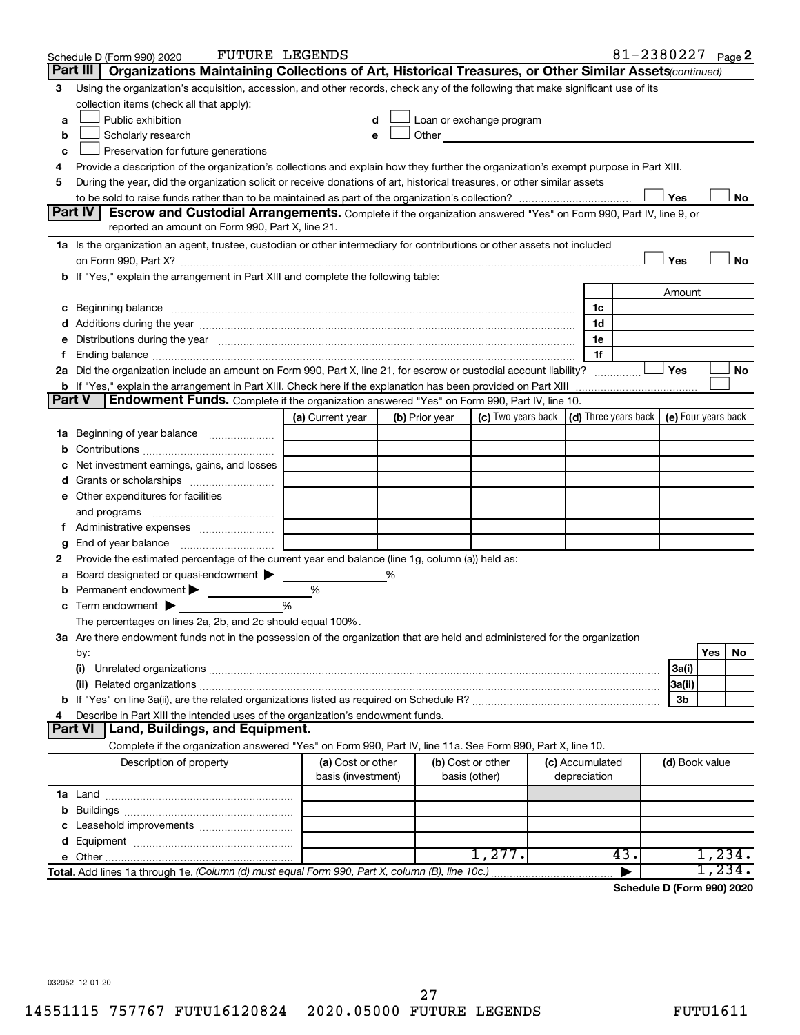Schedule D (Form 990) 2020 FUTURE LEGENDS 81-2380227 Page 2

## Part III Organizations Maintaining Collections of Art, Historical Treasures, or Other Similar Assets *(continued)*

**3** Using the organization's acquisition, accession, and other records, check any of the following that make significant use of its collection items (check all that apply):

- **a** ☐ Public exhibition
- **b** ☐ Scholarly research
- **c** ☐ Preservation for future generations
- **d** ☐ Loan or exchange program
- **e** ☐ Other

**4** Provide a description of the organization's collections and explain how they further the organization's exempt purpose in Part XIII.

**5** During the year, did the organization solicit or receive donations of art, historical treasures, or other similar assets to be sold to raise funds rather than to be maintained as part of the organization's collection? ☐ Yes ☐ No

## Part IV Escrow and Custodial Arrangements.

Complete if the organization answered "Yes" on Form 990, Part IV, line 9, or reported an amount on Form 990, Part X, line 21.

**1a** Is the organization an agent, trustee, custodian or other intermediary for contributions or other assets not included on Form 990, Part X? ☐ Yes ☐ No

**b** If "Yes," explain the arrangement in Part XIII and complete the following table:

| | | | Amount |
|---|---|---|---|
| **c** | Beginning balance | 1c | |
| **d** | Additions during the year | 1d | |
| **e** | Distributions during the year | 1e | |
| **f** | Ending balance | 1f | |

**2a** Did the organization include an amount on Form 990, Part X, line 21, for escrow or custodial account liability? ☐ Yes ☐ No

**b** If "Yes," explain the arrangement in Part XIII. Check here if the explanation has been provided on Part XIII ☐

## Part V Endowment Funds.

Complete if the organization answered "Yes" on Form 990, Part IV, line 10.

| | (a) Current year | (b) Prior year | (c) Two years back | (d) Three years back | (e) Four years back |
|---|---|---|---|---|---|
| **1a** Beginning of year balance | | | | | |
| **b** Contributions | | | | | |
| **c** Net investment earnings, gains, and losses | | | | | |
| **d** Grants or scholarships | | | | | |
| **e** Other expenditures for facilities and programs | | | | | |
| **f** Administrative expenses | | | | | |
| **g** End of year balance | | | | | |

**2** Provide the estimated percentage of the current year end balance (line 1g, column (a)) held as:

- **a** Board designated or quasi-endowment ▶ %
- **b** Permanent endowment ▶ %
- **c** Term endowment ▶ %

The percentages on lines 2a, 2b, and 2c should equal 100%.

**3a** Are there endowment funds not in the possession of the organization that are held and administered for the organization by:

| | | Yes | No |
|---|---|---|---|
| **(i)** Unrelated organizations | 3a(i) | | |
| **(ii)** Related organizations | 3a(ii) | | |
| **b** If "Yes" on line 3a(ii), are the related organizations listed as required on Schedule R? | 3b | | |

**4** Describe in Part XIII the intended uses of the organization's endowment funds.

## Part VI Land, Buildings, and Equipment.

Complete if the organization answered "Yes" on Form 990, Part IV, line 11a. See Form 990, Part X, line 10.

| Description of property | (a) Cost or other basis (investment) | (b) Cost or other basis (other) | (c) Accumulated depreciation | (d) Book value |
|---|---|---|---|---|
| **1a** Land | | | | |
| **b** Buildings | | | | |
| **c** Leasehold improvements | | | | |
| **d** Equipment | | | | |
| **e** Other | | 1,277. | 43. | 1,234. |
| **Total.** Add lines 1a through 1e. *(Column (d) must equal Form 990, Part X, column (B), line 10c.)* | | | ▶ | 1,234. |

**Schedule D (Form 990) 2020**

032052 12-01-20

14551115 757767 FUTU16120824 2020.05000 FUTURE LEGENDS FUTU1611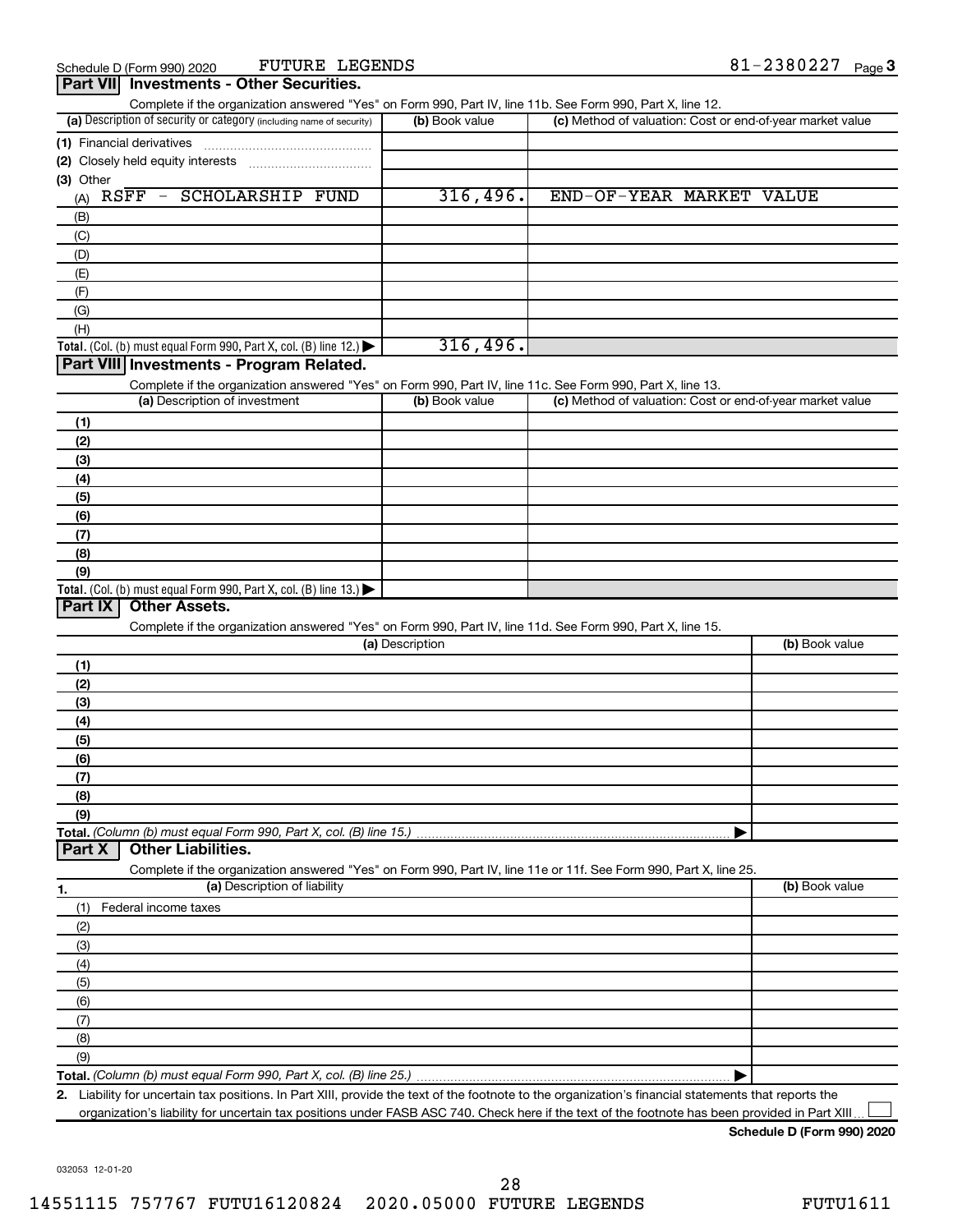Schedule D (Form 990) 2020 FUTURE LEGENDS 81-2380227 Page 3

## Part VII Investments - Other Securities.

Complete if the organization answered "Yes" on Form 990, Part IV, line 11b. See Form 990, Part X, line 12.

| (a) Description of security or category (including name of security) | (b) Book value | (c) Method of valuation: Cost or end-of-year market value |
|---|---|---|
| (1) Financial derivatives | | |
| (2) Closely held equity interests | | |
| (3) Other | | |
| (A) RSFF - SCHOLARSHIP FUND | 316,496. | END-OF-YEAR MARKET VALUE |
| (B) | | |
| (C) | | |
| (D) | | |
| (E) | | |
| (F) | | |
| (G) | | |
| (H) | | |
| **Total.** (Col. (b) must equal Form 990, Part X, col. (B) line 12.) | 316,496. | |

## Part VIII Investments - Program Related.

Complete if the organization answered "Yes" on Form 990, Part IV, line 11c. See Form 990, Part X, line 13.

| (a) Description of investment | (b) Book value | (c) Method of valuation: Cost or end-of-year market value |
|---|---|---|
| (1) | | |
| (2) | | |
| (3) | | |
| (4) | | |
| (5) | | |
| (6) | | |
| (7) | | |
| (8) | | |
| (9) | | |
| **Total.** (Col. (b) must equal Form 990, Part X, col. (B) line 13.) | | |

## Part IX Other Assets.

Complete if the organization answered "Yes" on Form 990, Part IV, line 11d. See Form 990, Part X, line 15.

| (a) Description | (b) Book value |
|---|---|
| (1) | |
| (2) | |
| (3) | |
| (4) | |
| (5) | |
| (6) | |
| (7) | |
| (8) | |
| (9) | |
| **Total.** *(Column (b) must equal Form 990, Part X, col. (B) line 15.)* | |

## Part X Other Liabilities.

Complete if the organization answered "Yes" on Form 990, Part IV, line 11e or 11f. See Form 990, Part X, line 25.

| 1. (a) Description of liability | (b) Book value |
|---|---|
| (1) Federal income taxes | |
| (2) | |
| (3) | |
| (4) | |
| (5) | |
| (6) | |
| (7) | |
| (8) | |
| (9) | |
| **Total.** *(Column (b) must equal Form 990, Part X, col. (B) line 25.)* | |

**2.** Liability for uncertain tax positions. In Part XIII, provide the text of the footnote to the organization's financial statements that reports the organization's liability for uncertain tax positions under FASB ASC 740. Check here if the text of the footnote has been provided in Part XIII ☐

**Schedule D (Form 990) 2020**

032053 12-01-20

14551115 757767 FUTU16120824 2020.05000 FUTURE LEGENDS FUTU1611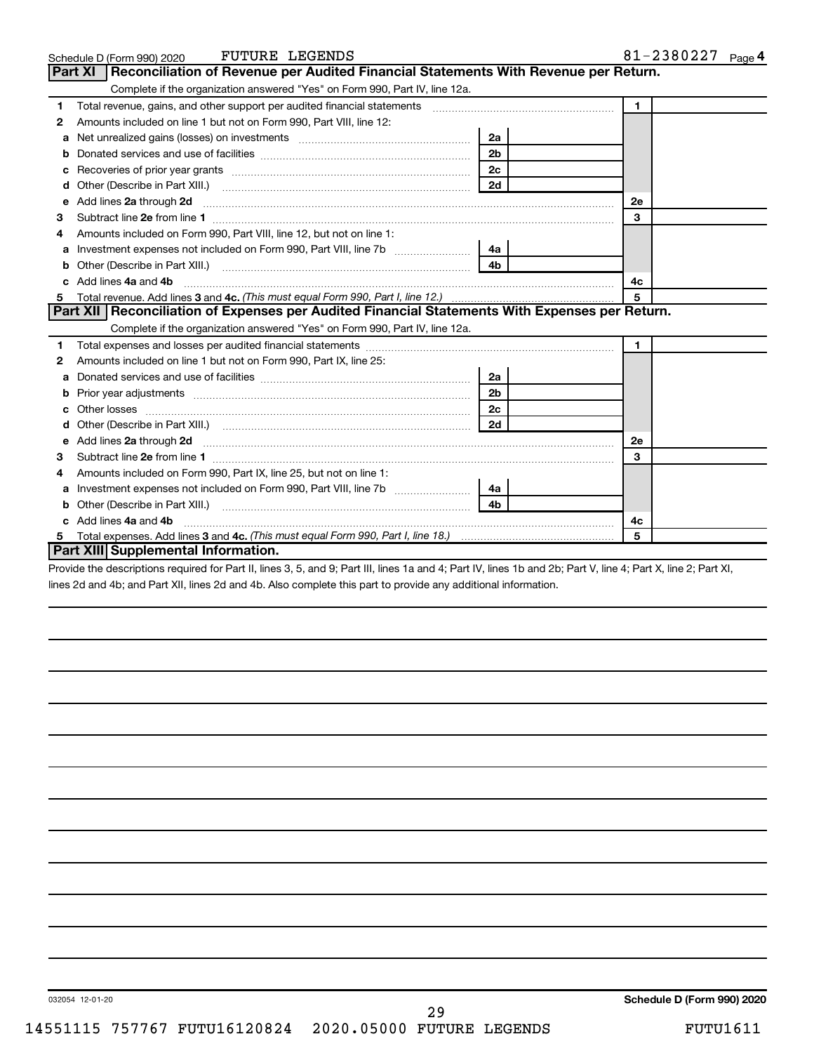Schedule D (Form 990) 2020 FUTURE LEGENDS 81-2380227 Page 4

## Part XI Reconciliation of Revenue per Audited Financial Statements With Revenue per Return.

Complete if the organization answered "Yes" on Form 990, Part IV, line 12a.

| | | | | | |
|---|---|---|---|---|---|
| **1** | Total revenue, gains, and other support per audited financial statements | | | 1 | |
| **2** | Amounts included on line 1 but not on Form 990, Part VIII, line 12: | | | | |
| **a** | Net unrealized gains (losses) on investments | 2a | | | |
| **b** | Donated services and use of facilities | 2b | | | |
| **c** | Recoveries of prior year grants | 2c | | | |
| **d** | Other (Describe in Part XIII.) | 2d | | | |
| **e** | Add lines **2a** through **2d** | | | 2e | |
| **3** | Subtract line **2e** from line **1** | | | 3 | |
| **4** | Amounts included on Form 990, Part VIII, line 12, but not on line 1: | | | | |
| **a** | Investment expenses not included on Form 990, Part VIII, line 7b | 4a | | | |
| **b** | Other (Describe in Part XIII.) | 4b | | | |
| **c** | Add lines **4a** and **4b** | | | 4c | |
| **5** | Total revenue. Add lines **3** and **4c.** *(This must equal Form 990, Part I, line 12.)* | | | 5 | |

## Part XII Reconciliation of Expenses per Audited Financial Statements With Expenses per Return.

Complete if the organization answered "Yes" on Form 990, Part IV, line 12a.

| | | | | | |
|---|---|---|---|---|---|
| **1** | Total expenses and losses per audited financial statements | | | 1 | |
| **2** | Amounts included on line 1 but not on Form 990, Part IX, line 25: | | | | |
| **a** | Donated services and use of facilities | 2a | | | |
| **b** | Prior year adjustments | 2b | | | |
| **c** | Other losses | 2c | | | |
| **d** | Other (Describe in Part XIII.) | 2d | | | |
| **e** | Add lines **2a** through **2d** | | | 2e | |
| **3** | Subtract line **2e** from line **1** | | | 3 | |
| **4** | Amounts included on Form 990, Part IX, line 25, but not on line 1: | | | | |
| **a** | Investment expenses not included on Form 990, Part VIII, line 7b | 4a | | | |
| **b** | Other (Describe in Part XIII.) | 4b | | | |
| **c** | Add lines **4a** and **4b** | | | 4c | |
| **5** | Total expenses. Add lines **3** and **4c.** *(This must equal Form 990, Part I, line 18.)* | | | 5 | |

## Part XIII Supplemental Information.

Provide the descriptions required for Part II, lines 3, 5, and 9; Part III, lines 1a and 4; Part IV, lines 1b and 2b; Part V, line 4; Part X, line 2; Part XI, lines 2d and 4b; and Part XII, lines 2d and 4b. Also complete this part to provide any additional information.

032054 12-01-20 **Schedule D (Form 990) 2020**

14551115 757767 FUTU16120824 2020.05000 FUTURE LEGENDS FUTU1611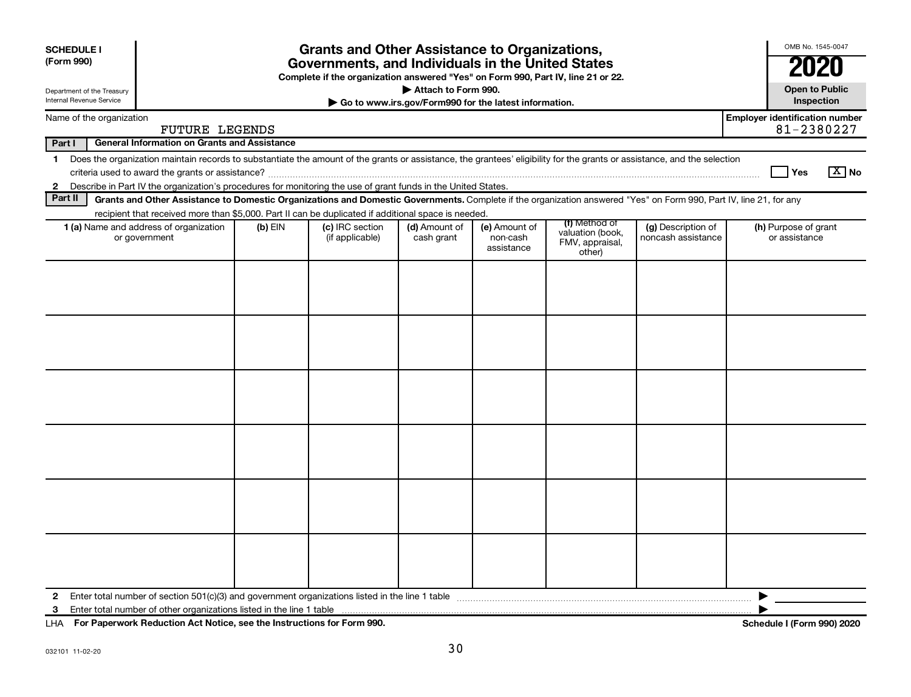**SCHEDULE I**
**(Form 990)**

Department of the Treasury
Internal Revenue Service

# Grants and Other Assistance to Organizations, Governments, and Individuals in the United States

**Complete if the organization answered "Yes" on Form 990, Part IV, line 21 or 22.**
**▶ Attach to Form 990.**
**▶ Go to www.irs.gov/Form990 for the latest information.**

OMB No. 1545-0047
**2020**
**Open to Public Inspection**

Name of the organization: FUTURE LEGENDS
**Employer identification number** 81-2380227

**Part I — General Information on Grants and Assistance**

1 Does the organization maintain records to substantiate the amount of the grants or assistance, the grantees' eligibility for the grants or assistance, and the selection criteria used to award the grants or assistance? ☐ Yes ☒ No

2 Describe in Part IV the organization's procedures for monitoring the use of grant funds in the United States.

**Part II — Grants and Other Assistance to Domestic Organizations and Domestic Governments.** Complete if the organization answered "Yes" on Form 990, Part IV, line 21, for any recipient that received more than $5,000. Part II can be duplicated if additional space is needed.

| 1 (a) Name and address of organization or government | (b) EIN | (c) IRC section (if applicable) | (d) Amount of cash grant | (e) Amount of non-cash assistance | (f) Method of valuation (book, FMV, appraisal, other) | (g) Description of noncash assistance | (h) Purpose of grant or assistance |
|---|---|---|---|---|---|---|---|
| | | | | | | | |
| | | | | | | | |
| | | | | | | | |
| | | | | | | | |
| | | | | | | | |
| | | | | | | | |

2 Enter total number of section 501(c)(3) and government organizations listed in the line 1 table ▶

3 Enter total number of other organizations listed in the line 1 table ▶

LHA **For Paperwork Reduction Act Notice, see the Instructions for Form 990.** **Schedule I (Form 990) 2020**

032101 11-02-20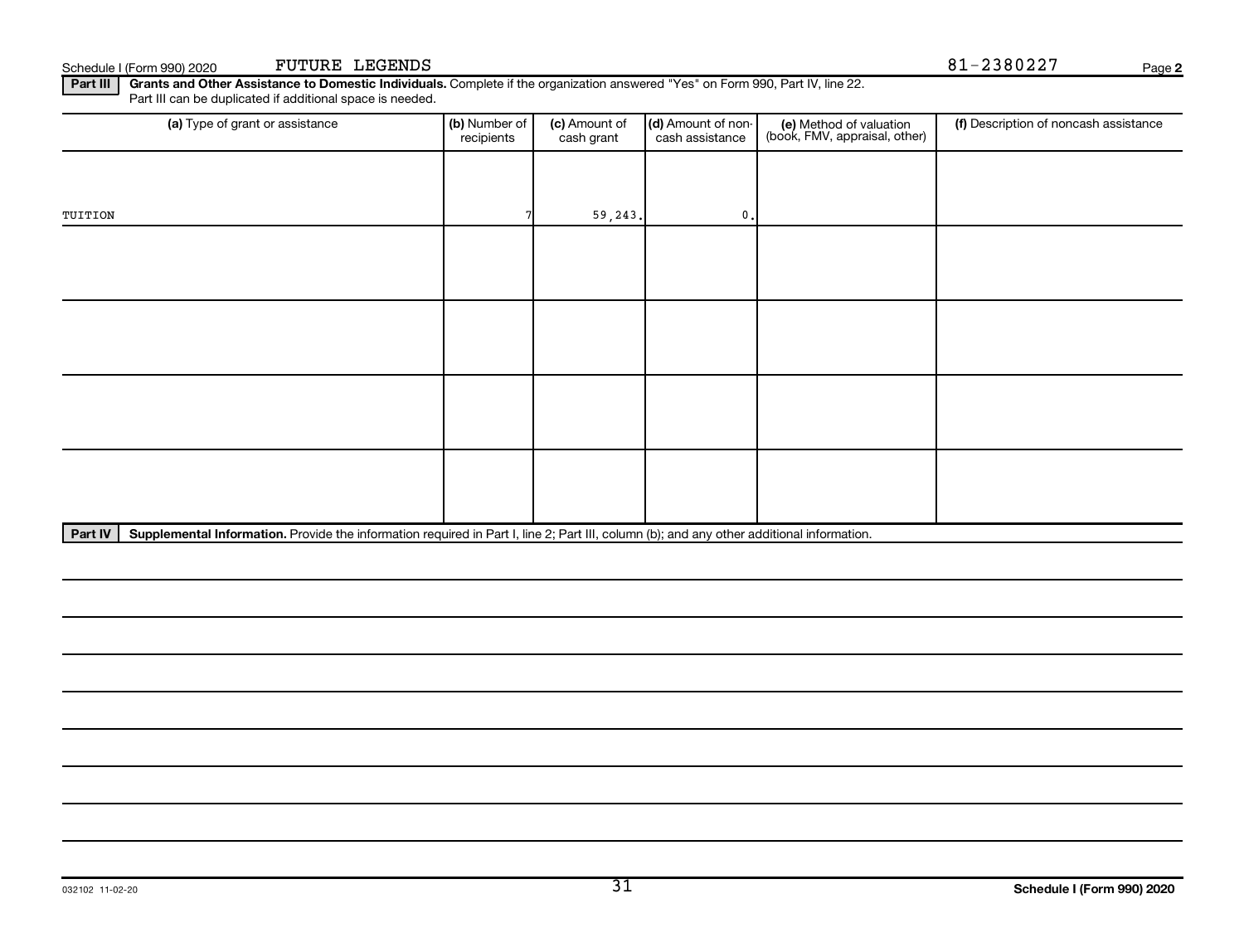Schedule I (Form 990) 2020 FUTURE LEGENDS 81-2380227 Page 2

**Part III** **Grants and Other Assistance to Domestic Individuals.** Complete if the organization answered "Yes" on Form 990, Part IV, line 22. Part III can be duplicated if additional space is needed.

| (a) Type of grant or assistance | (b) Number of recipients | (c) Amount of cash grant | (d) Amount of non-cash assistance | (e) Method of valuation (book, FMV, appraisal, other) | (f) Description of noncash assistance |
|---|---|---|---|---|---|
| TUITION | 7 | 59,243. | 0. | | |
| | | | | | |
| | | | | | |
| | | | | | |
| | | | | | |

**Part IV** **Supplemental Information.** Provide the information required in Part I, line 2; Part III, column (b); and any other additional information.

032102 11-02-20

**Schedule I (Form 990) 2020**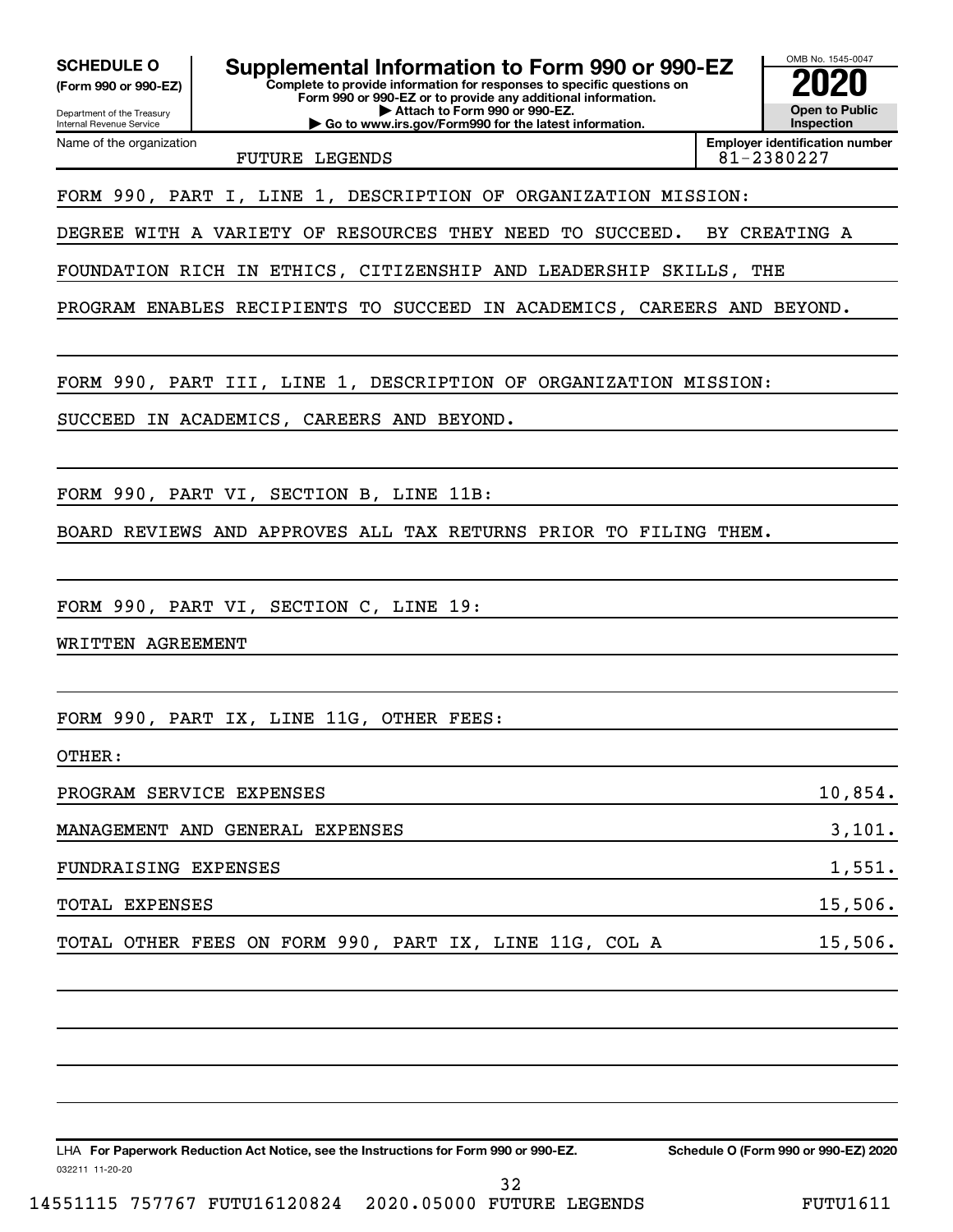**SCHEDULE O**
**(Form 990 or 990-EZ)**

Department of the Treasury
Internal Revenue Service

# Supplemental Information to Form 990 or 990-EZ

**Complete to provide information for responses to specific questions on Form 990 or 990-EZ or to provide any additional information.**
**▶ Attach to Form 990 or 990-EZ.**
**▶ Go to www.irs.gov/Form990 for the latest information.**

OMB No. 1545-0047
**2020**
**Open to Public Inspection**

Name of the organization: FUTURE LEGENDS
Employer identification number: 81-2380227

FORM 990, PART I, LINE 1, DESCRIPTION OF ORGANIZATION MISSION:

DEGREE WITH A VARIETY OF RESOURCES THEY NEED TO SUCCEED. BY CREATING A FOUNDATION RICH IN ETHICS, CITIZENSHIP AND LEADERSHIP SKILLS, THE PROGRAM ENABLES RECIPIENTS TO SUCCEED IN ACADEMICS, CAREERS AND BEYOND.

FORM 990, PART III, LINE 1, DESCRIPTION OF ORGANIZATION MISSION:

SUCCEED IN ACADEMICS, CAREERS AND BEYOND.

FORM 990, PART VI, SECTION B, LINE 11B:

BOARD REVIEWS AND APPROVES ALL TAX RETURNS PRIOR TO FILING THEM.

FORM 990, PART VI, SECTION C, LINE 19:

WRITTEN AGREEMENT

FORM 990, PART IX, LINE 11G, OTHER FEES:

OTHER:

| | |
|---|---|
| PROGRAM SERVICE EXPENSES | 10,854. |
| MANAGEMENT AND GENERAL EXPENSES | 3,101. |
| FUNDRAISING EXPENSES | 1,551. |
| TOTAL EXPENSES | 15,506. |
| TOTAL OTHER FEES ON FORM 990, PART IX, LINE 11G, COL A | 15,506. |

LHA **For Paperwork Reduction Act Notice, see the Instructions for Form 990 or 990-EZ.** **Schedule O (Form 990 or 990-EZ) 2020**

032211 11-20-20

14551115 757767 FUTU16120824 2020.05000 FUTURE LEGENDS FUTU1611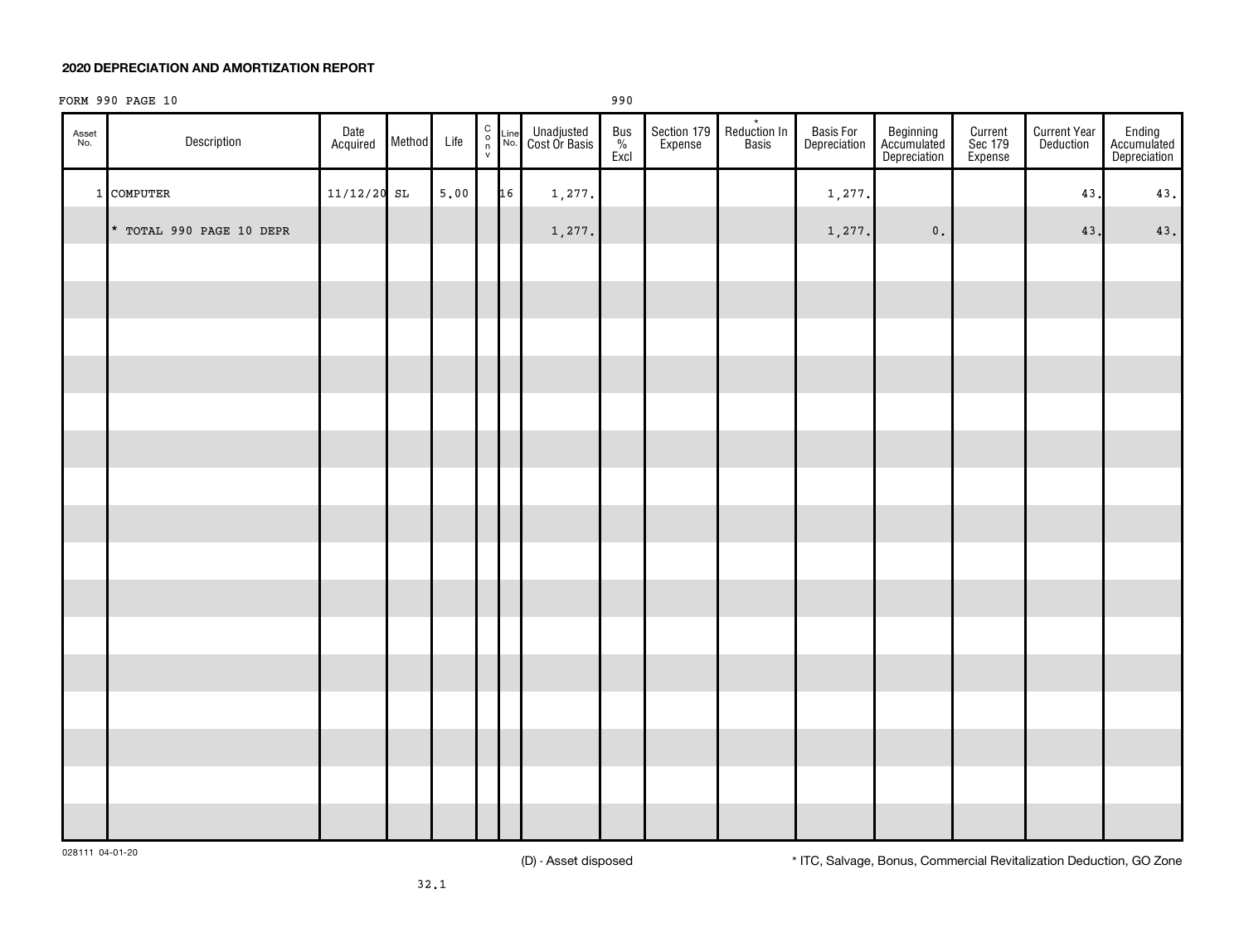**2020 DEPRECIATION AND AMORTIZATION REPORT**

FORM 990 PAGE 10 990

| Asset No. | Description | Date Acquired | Method | Life | C o n v | Line No. | Unadjusted Cost Or Basis | Bus % Excl | Section 179 Expense | * Reduction In Basis | Basis For Depreciation | Beginning Accumulated Depreciation | Current Sec 179 Expense | Current Year Deduction | Ending Accumulated Depreciation |
|---|---|---|---|---|---|---|---|---|---|---|---|---|---|---|---|
| 1 | COMPUTER | 11/12/20 | SL | 5.00 | | 16 | 1,277. | | | | 1,277. | | | 43. | 43. |
| | * TOTAL 990 PAGE 10 DEPR | | | | | | 1,277. | | | | 1,277. | 0. | | 43. | 43. |

028111 04-01-20

(D) - Asset disposed

* ITC, Salvage, Bonus, Commercial Revitalization Deduction, GO Zone

32.1